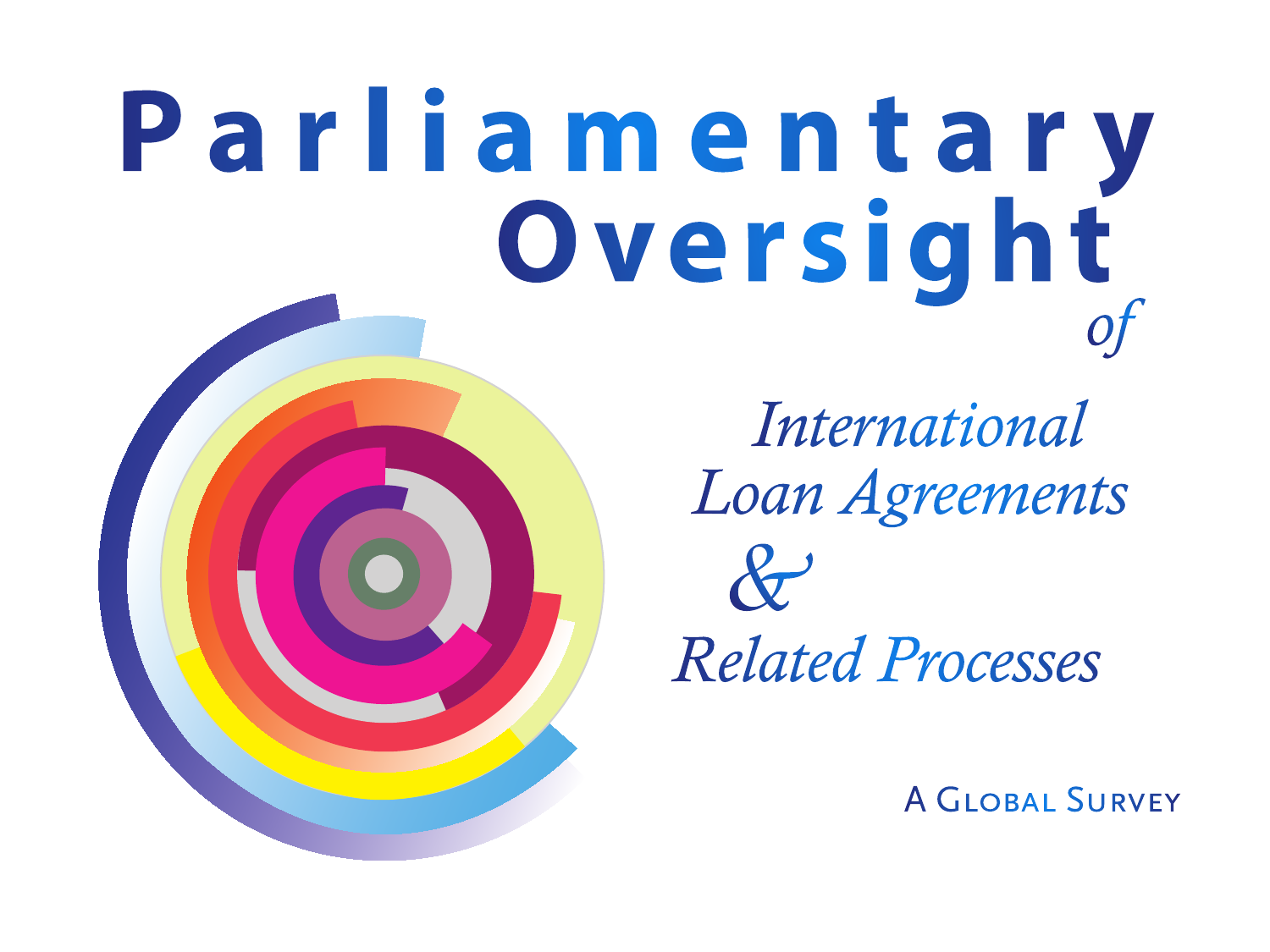# Parliamentary Oversight

*of*

## *International Loan Agreements & Related Processes*

A Global Survey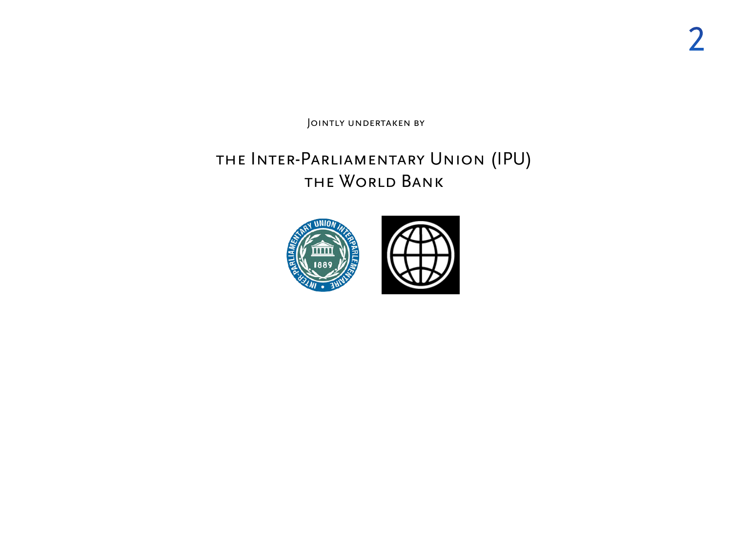Jointly undertaken by

the Inter-Parliamentary Union (IPU)
the World Bank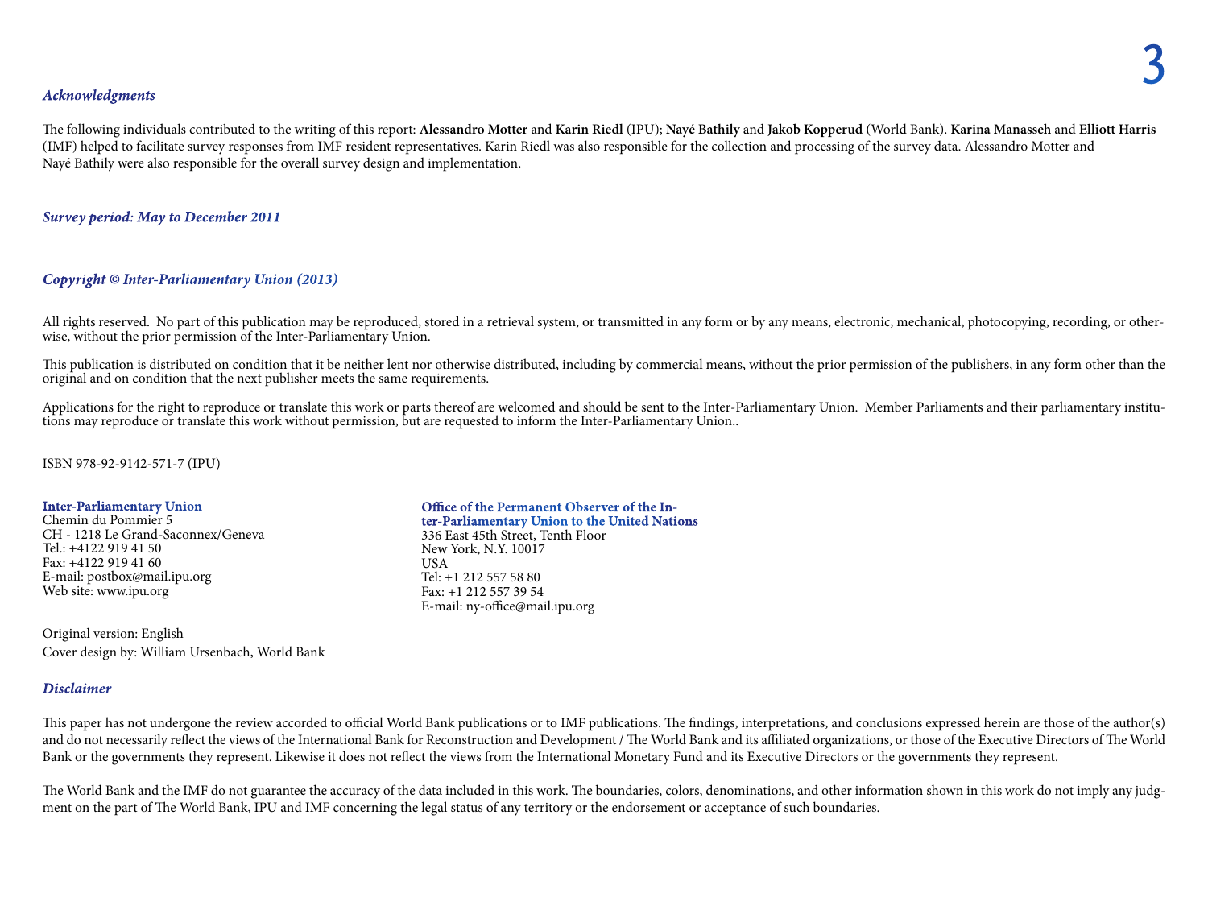### *Acknowledgments*

The following individuals contributed to the writing of this report: **Alessandro Motter** and **Karin Riedl** (IPU); **Nayé Bathily** and **Jakob Kopperud** (World Bank). **Karina Manasseh** and **Elliott Harris** (IMF) helped to facilitate survey responses from IMF resident representatives. Karin Riedl was also responsible for the collection and processing of the survey data. Alessandro Motter and Nayé Bathily were also responsible for the overall survey design and implementation.

### *Survey period: May to December 2011*

### *Copyright © Inter-Parliamentary Union (2013)*

All rights reserved. No part of this publication may be reproduced, stored in a retrieval system, or transmitted in any form or by any means, electronic, mechanical, photocopying, recording, or otherwise, without the prior permission of the Inter-Parliamentary Union.

This publication is distributed on condition that it be neither lent nor otherwise distributed, including by commercial means, without the prior permission of the publishers, in any form other than the original and on condition that the next publisher meets the same requirements.

Applications for the right to reproduce or translate this work or parts thereof are welcomed and should be sent to the Inter-Parliamentary Union. Member Parliaments and their parliamentary institutions may reproduce or translate this work without permission, but are requested to inform the Inter-Parliamentary Union..

ISBN 978-92-9142-571-7 (IPU)

**Inter-Parliamentary Union**
Chemin du Pommier 5
CH - 1218 Le Grand-Saconnex/Geneva
Tel.: +4122 919 41 50
Fax: +4122 919 41 60
E-mail: postbox@mail.ipu.org
Web site: www.ipu.org

**Office of the Permanent Observer of the Inter-Parliamentary Union to the United Nations**
336 East 45th Street, Tenth Floor
New York, N.Y. 10017
USA
Tel: +1 212 557 58 80
Fax: +1 212 557 39 54
E-mail: ny-office@mail.ipu.org

Original version: English

Cover design by: William Ursenbach, World Bank

### *Disclaimer*

This paper has not undergone the review accorded to official World Bank publications or to IMF publications. The findings, interpretations, and conclusions expressed herein are those of the author(s) and do not necessarily reflect the views of the International Bank for Reconstruction and Development / The World Bank and its affiliated organizations, or those of the Executive Directors of The World Bank or the governments they represent. Likewise it does not reflect the views from the International Monetary Fund and its Executive Directors or the governments they represent.

The World Bank and the IMF do not guarantee the accuracy of the data included in this work. The boundaries, colors, denominations, and other information shown in this work do not imply any judgment on the part of The World Bank, IPU and IMF concerning the legal status of any territory or the endorsement or acceptance of such boundaries.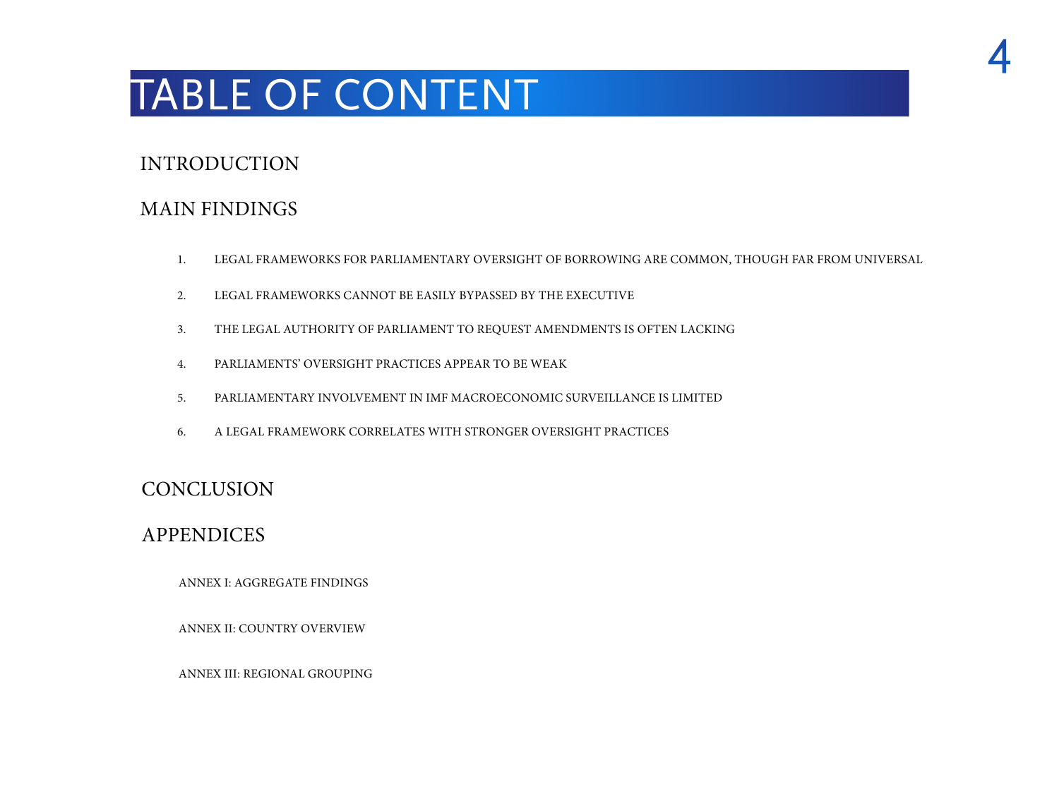# TABLE OF CONTENT

## INTRODUCTION

## MAIN FINDINGS

1. LEGAL FRAMEWORKS FOR PARLIAMENTARY OVERSIGHT OF BORROWING ARE COMMON, THOUGH FAR FROM UNIVERSAL
2. LEGAL FRAMEWORKS CANNOT BE EASILY BYPASSED BY THE EXECUTIVE
3. THE LEGAL AUTHORITY OF PARLIAMENT TO REQUEST AMENDMENTS IS OFTEN LACKING
4. PARLIAMENTS' OVERSIGHT PRACTICES APPEAR TO BE WEAK
5. PARLIAMENTARY INVOLVEMENT IN IMF MACROECONOMIC SURVEILLANCE IS LIMITED
6. A LEGAL FRAMEWORK CORRELATES WITH STRONGER OVERSIGHT PRACTICES

## CONCLUSION

## APPENDICES

ANNEX I: AGGREGATE FINDINGS

ANNEX II: COUNTRY OVERVIEW

ANNEX III: REGIONAL GROUPING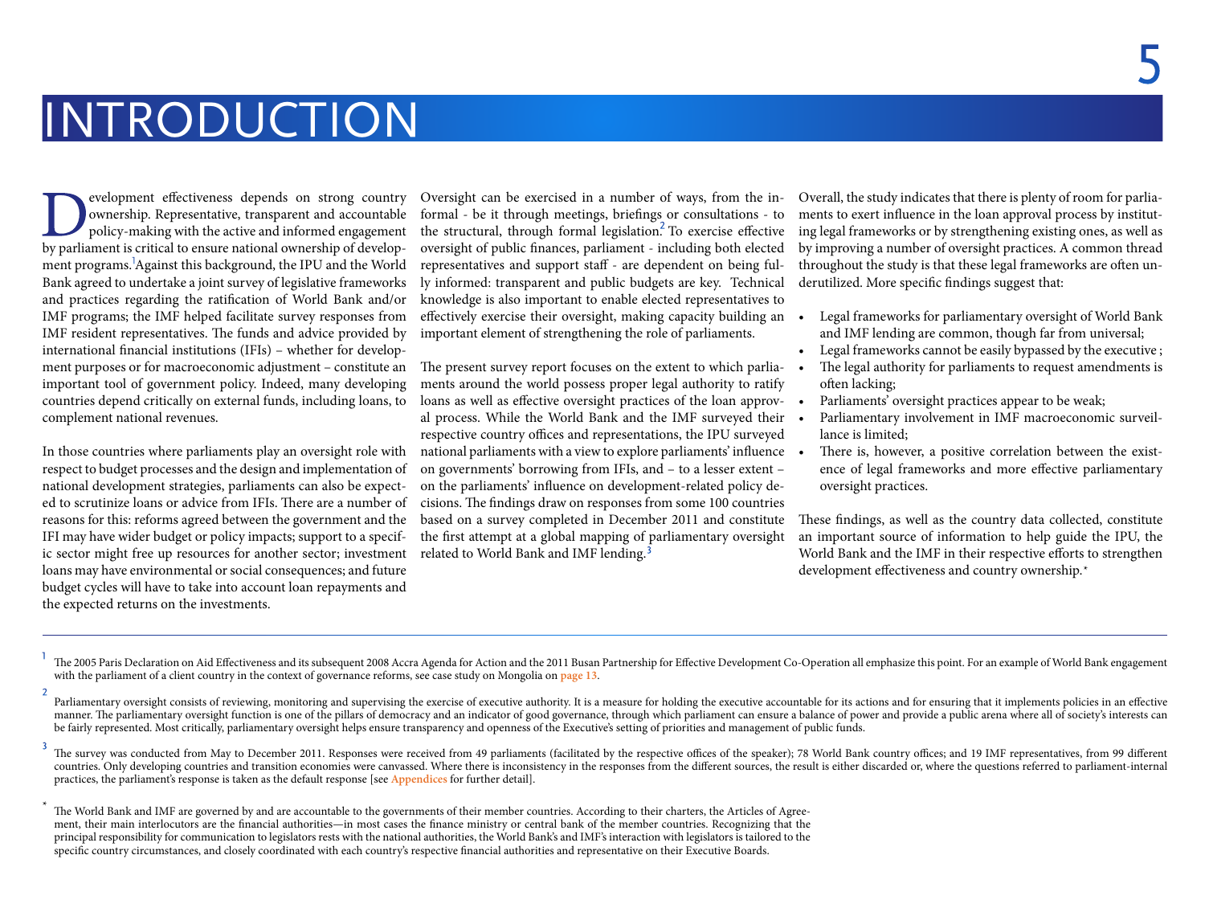# INTRODUCTION

Development effectiveness depends on strong country ownership. Representative, transparent and accountable policy-making with the active and informed engagement by parliament is critical to ensure national ownership of development programs.[1] Against this background, the IPU and the World Bank agreed to undertake a joint survey of legislative frameworks and practices regarding the ratification of World Bank and/or IMF programs; the IMF helped facilitate survey responses from IMF resident representatives. The funds and advice provided by international financial institutions (IFIs) – whether for development purposes or for macroeconomic adjustment – constitute an important tool of government policy. Indeed, many developing countries depend critically on external funds, including loans, to complement national revenues.

In those countries where parliaments play an oversight role with respect to budget processes and the design and implementation of national development strategies, parliaments can also be expected to scrutinize loans or advice from IFIs. There are a number of reasons for this: reforms agreed between the government and the IFI may have wider budget or policy impacts; support to a specific sector might free up resources for another sector; investment loans may have environmental or social consequences; and future budget cycles will have to take into account loan repayments and the expected returns on the investments.

Oversight can be exercised in a number of ways, from the informal - be it through meetings, briefings or consultations - to the structural, through formal legislation.[2] To exercise effective oversight of public finances, parliament - including both elected representatives and support staff - are dependent on being fully informed: transparent and public budgets are key. Technical knowledge is also important to enable elected representatives to effectively exercise their oversight, making capacity building an important element of strengthening the role of parliaments.

The present survey report focuses on the extent to which parliaments around the world possess proper legal authority to ratify loans as well as effective oversight practices of the loan approval process. While the World Bank and the IMF surveyed their respective country offices and representations, the IPU surveyed national parliaments with a view to explore parliaments' influence on governments' borrowing from IFIs, and – to a lesser extent – on the parliaments' influence on development-related policy decisions. The findings draw on responses from some 100 countries based on a survey completed in December 2011 and constitute the first attempt at a global mapping of parliamentary oversight related to World Bank and IMF lending.[3]

Overall, the study indicates that there is plenty of room for parliaments to exert influence in the loan approval process by instituting legal frameworks or by strengthening existing ones, as well as by improving a number of oversight practices. A common thread throughout the study is that these legal frameworks are often underutilized. More specific findings suggest that:

- Legal frameworks for parliamentary oversight of World Bank and IMF lending are common, though far from universal;
- Legal frameworks cannot be easily bypassed by the executive ;
- The legal authority for parliaments to request amendments is often lacking;
- Parliaments' oversight practices appear to be weak;
- Parliamentary involvement in IMF macroeconomic surveillance is limited;
- There is, however, a positive correlation between the existence of legal frameworks and more effective parliamentary oversight practices.

These findings, as well as the country data collected, constitute an important source of information to help guide the IPU, the World Bank and the IMF in their respective efforts to strengthen development effectiveness and country ownership.*

---

[1] The 2005 Paris Declaration on Aid Effectiveness and its subsequent 2008 Accra Agenda for Action and the 2011 Busan Partnership for Effective Development Co-Operation all emphasize this point. For an example of World Bank engagement with the parliament of a client country in the context of governance reforms, see case study on Mongolia on **page 13**.

[2] Parliamentary oversight consists of reviewing, monitoring and supervising the exercise of executive authority. It is a measure for holding the executive accountable for its actions and for ensuring that it implements policies in an effective manner. The parliamentary oversight function is one of the pillars of democracy and an indicator of good governance, through which parliament can ensure a balance of power and provide a public arena where all of society's interests can be fairly represented. Most critically, parliamentary oversight helps ensure transparency and openness of the Executive's setting of priorities and management of public funds.

[3] The survey was conducted from May to December 2011. Responses were received from 49 parliaments (facilitated by the respective offices of the speaker); 78 World Bank country offices; and 19 IMF representatives, from 99 different countries. Only developing countries and transition economies were canvassed. Where there is inconsistency in the responses from the different sources, the result is either discarded or, where the questions referred to parliament-internal practices, the parliament's response is taken as the default response [see **Appendices** for further detail].

* The World Bank and IMF are governed by and are accountable to the governments of their member countries. According to their charters, the Articles of Agreement, their main interlocutors are the financial authorities—in most cases the finance ministry or central bank of the member countries. Recognizing that the principal responsibility for communication to legislators rests with the national authorities, the World Bank's and IMF's interaction with legislators is tailored to the specific country circumstances, and closely coordinated with each country's respective financial authorities and representative on their Executive Boards.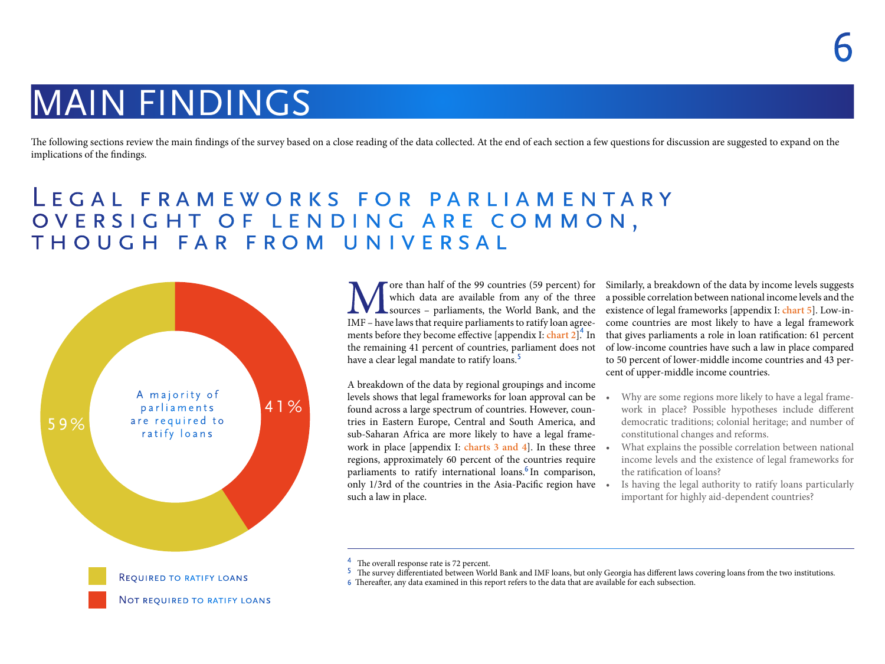# MAIN FINDINGS

The following sections review the main findings of the survey based on a close reading of the data collected. At the end of each section a few questions for discussion are suggested to expand on the implications of the findings.

## Legal frameworks for parliamentary oversight of lending are common, though far from universal

A majority of parliaments are required to ratify loans

- 59% — Required to ratify loans
- 41% — Not required to ratify loans

More than half of the 99 countries (59 percent) for which data are available from any of the three sources – parliaments, the World Bank, and the IMF – have laws that require parliaments to ratify loan agreements before they become effective [appendix I: chart 2].[4] In the remaining 41 percent of countries, parliament does not have a clear legal mandate to ratify loans.[5]

A breakdown of the data by regional groupings and income levels shows that legal frameworks for loan approval can be found across a large spectrum of countries. However, countries in Eastern Europe, Central and South America, and sub-Saharan Africa are more likely to have a legal framework in place [appendix I: charts 3 and 4]. In these three regions, approximately 60 percent of the countries require parliaments to ratify international loans.[6] In comparison, only 1/3rd of the countries in the Asia-Pacific region have such a law in place.

Similarly, a breakdown of the data by income levels suggests a possible correlation between national income levels and the existence of legal frameworks [appendix I: chart 5]. Low-income countries are most likely to have a legal framework that gives parliaments a role in loan ratification: 61 percent of low-income countries have such a law in place compared to 50 percent of lower-middle income countries and 43 percent of upper-middle income countries.

- Why are some regions more likely to have a legal framework in place? Possible hypotheses include different democratic traditions; colonial heritage; and number of constitutional changes and reforms.
- What explains the possible correlation between national income levels and the existence of legal frameworks for the ratification of loans?
- Is having the legal authority to ratify loans particularly important for highly aid-dependent countries?

---

4 The overall response rate is 72 percent.
5 The survey differentiated between World Bank and IMF loans, but only Georgia has different laws covering loans from the two institutions.
6 Thereafter, any data examined in this report refers to the data that are available for each subsection.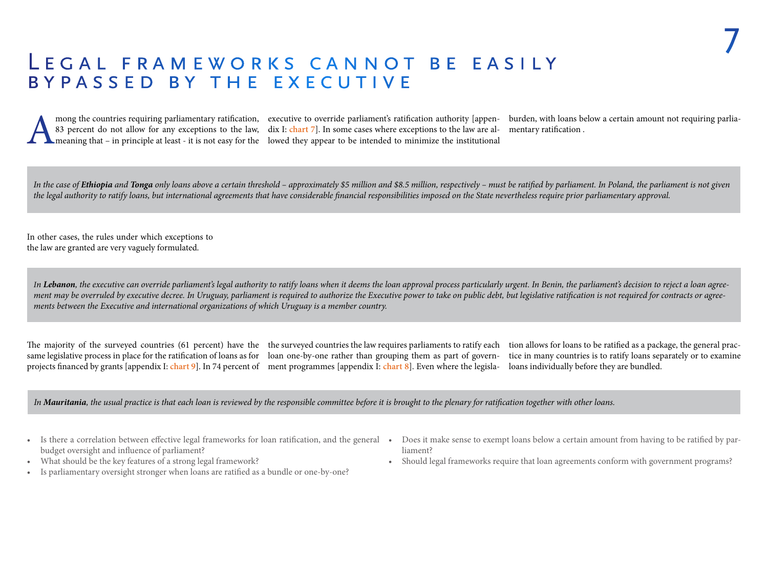# Legal frameworks cannot be easily bypassed by the executive

Among the countries requiring parliamentary ratification, 83 percent do not allow for any exceptions to the law, meaning that – in principle at least - it is not easy for the executive to override parliament's ratification authority [appendix I: chart 7]. In some cases where exceptions to the law are allowed they appear to be intended to minimize the institutional burden, with loans below a certain amount not requiring parliamentary ratification .

*In the case of **Ethiopia** and **Tonga** only loans above a certain threshold – approximately $5 million and $8.5 million, respectively – must be ratified by parliament. In Poland, the parliament is not given the legal authority to ratify loans, but international agreements that have considerable financial responsibilities imposed on the State nevertheless require prior parliamentary approval.*

In other cases, the rules under which exceptions to the law are granted are very vaguely formulated.

*In **Lebanon**, the executive can override parliament's legal authority to ratify loans when it deems the loan approval process particularly urgent. In Benin, the parliament's decision to reject a loan agreement may be overruled by executive decree. In Uruguay, parliament is required to authorize the Executive power to take on public debt, but legislative ratification is not required for contracts or agreements between the Executive and international organizations of which Uruguay is a member country.*

The majority of the surveyed countries (61 percent) have the same legislative process in place for the ratification of loans as for projects financed by grants [appendix I: chart 9]. In 74 percent of the surveyed countries the law requires parliaments to ratify each loan one-by-one rather than grouping them as part of government programmes [appendix I: chart 8]. Even where the legislation allows for loans to be ratified as a package, the general practice in many countries is to ratify loans separately or to examine loans individually before they are bundled.

*In **Mauritania**, the usual practice is that each loan is reviewed by the responsible committee before it is brought to the plenary for ratification together with other loans.*

- Is there a correlation between effective legal frameworks for loan ratification, and the general budget oversight and influence of parliament?
- What should be the key features of a strong legal framework?
- Is parliamentary oversight stronger when loans are ratified as a bundle or one-by-one?
- Does it make sense to exempt loans below a certain amount from having to be ratified by parliament?
- Should legal frameworks require that loan agreements conform with government programs?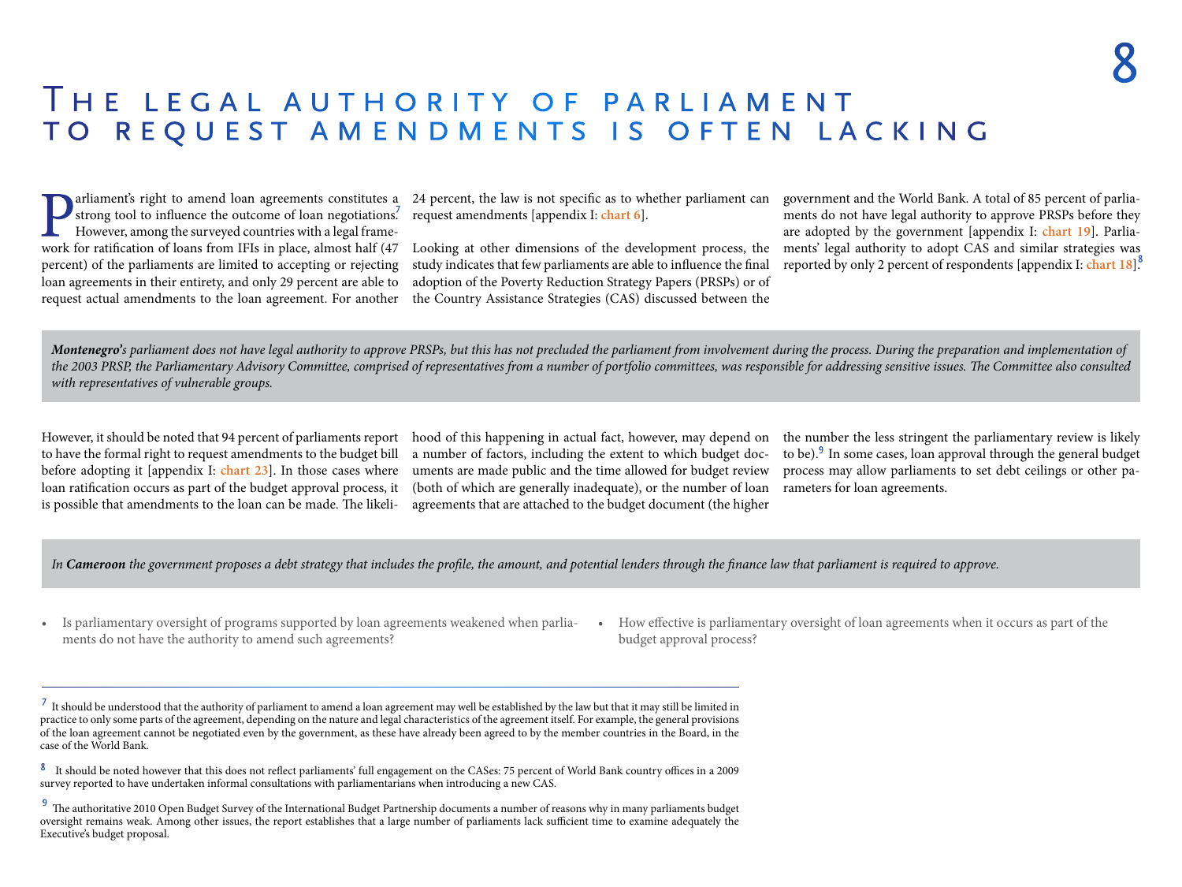# The legal authority of parliament to request amendments is often lacking

Parliament's right to amend loan agreements constitutes a strong tool to influence the outcome of loan negotiations.[7] However, among the surveyed countries with a legal framework for ratification of loans from IFIs in place, almost half (47 percent) of the parliaments are limited to accepting or rejecting loan agreements in their entirety, and only 29 percent are able to request actual amendments to the loan agreement. For another 24 percent, the law is not specific as to whether parliament can request amendments [appendix I: **chart 6**].

Looking at other dimensions of the development process, the study indicates that few parliaments are able to influence the final adoption of the Poverty Reduction Strategy Papers (PRSPs) or of the Country Assistance Strategies (CAS) discussed between the government and the World Bank. A total of 85 percent of parliaments do not have legal authority to approve PRSPs before they are adopted by the government [appendix I: **chart 19**]. Parliaments' legal authority to adopt CAS and similar strategies was reported by only 2 percent of respondents [appendix I: **chart 18**].[8]

> ***Montenegro**'s parliament does not have legal authority to approve PRSPs, but this has not precluded the parliament from involvement during the process. During the preparation and implementation of the 2003 PRSP, the Parliamentary Advisory Committee, comprised of representatives from a number of portfolio committees, was responsible for addressing sensitive issues. The Committee also consulted with representatives of vulnerable groups.*

However, it should be noted that 94 percent of parliaments report to have the formal right to request amendments to the budget bill before adopting it [appendix I: **chart 23**]. In those cases where loan ratification occurs as part of the budget approval process, it is possible that amendments to the loan can be made. The likelihood of this happening in actual fact, however, may depend on a number of factors, including the extent to which budget documents are made public and the time allowed for budget review (both of which are generally inadequate), or the number of loan agreements that are attached to the budget document (the higher the number the less stringent the parliamentary review is likely to be).[9] In some cases, loan approval through the general budget process may allow parliaments to set debt ceilings or other parameters for loan agreements.

> *In **Cameroon** the government proposes a debt strategy that includes the profile, the amount, and potential lenders through the finance law that parliament is required to approve.*

- Is parliamentary oversight of programs supported by loan agreements weakened when parliaments do not have the authority to amend such agreements?
- How effective is parliamentary oversight of loan agreements when it occurs as part of the budget approval process?

---

[7] It should be understood that the authority of parliament to amend a loan agreement may well be established by the law but that it may still be limited in practice to only some parts of the agreement, depending on the nature and legal characteristics of the agreement itself. For example, the general provisions of the loan agreement cannot be negotiated even by the government, as these have already been agreed to by the member countries in the Board, in the case of the World Bank.

[8] It should be noted however that this does not reflect parliaments' full engagement on the CASes: 75 percent of World Bank country offices in a 2009 survey reported to have undertaken informal consultations with parliamentarians when introducing a new CAS.

[9] The authoritative 2010 Open Budget Survey of the International Budget Partnership documents a number of reasons why in many parliaments budget oversight remains weak. Among other issues, the report establishes that a large number of parliaments lack sufficient time to examine adequately the Executive's budget proposal.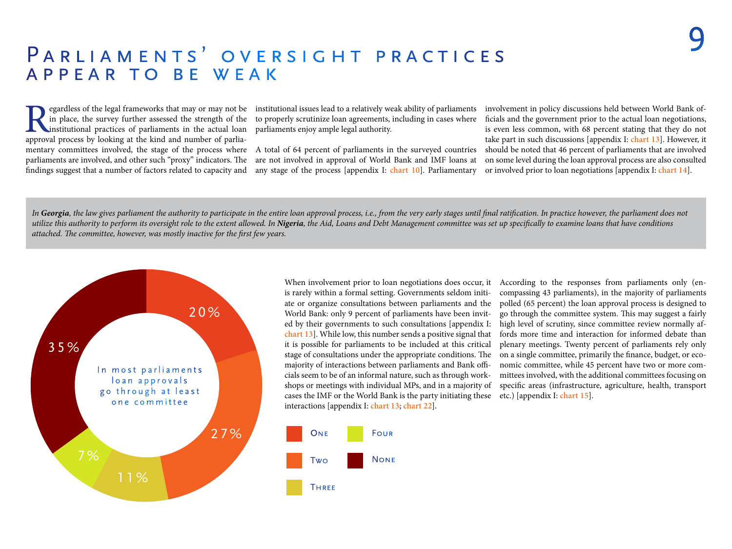# Parliaments' oversight practices appear to be weak

Regardless of the legal frameworks that may or may not be in place, the survey further assessed the strength of the institutional practices of parliaments in the actual loan approval process by looking at the kind and number of parliamentary committees involved, the stage of the process where parliaments are involved, and other such "proxy" indicators. The findings suggest that a number of factors related to capacity and institutional issues lead to a relatively weak ability of parliaments to properly scrutinize loan agreements, including in cases where parliaments enjoy ample legal authority.

A total of 64 percent of parliaments in the surveyed countries are not involved in approval of World Bank and IMF loans at any stage of the process [appendix I: chart 10]. Parliamentary involvement in policy discussions held between World Bank officials and the government prior to the actual loan negotiations, is even less common, with 68 percent stating that they do not take part in such discussions [appendix I: chart 13]. However, it should be noted that 46 percent of parliaments that are involved on some level during the loan approval process are also consulted or involved prior to loan negotiations [appendix I: chart 14].

*In **Georgia**, the law gives parliament the authority to participate in the entire loan approval process, i.e., from the very early stages until final ratification. In practice however, the parliament does not utilize this authority to perform its oversight role to the extent allowed. In **Nigeria**, the Aid, Loans and Debt Management committee was set up specifically to examine loans that have conditions attached. The committee, however, was mostly inactive for the first few years.*

In most parliaments loan approvals go through at least one committee

| Number of committees | Percent |
|---|---|
| One | 20% |
| Two | 27% |
| Three | 11% |
| Four | 7% |
| None | 35% |

When involvement prior to loan negotiations does occur, it is rarely within a formal setting. Governments seldom initiate or organize consultations between parliaments and the World Bank: only 9 percent of parliaments have been invited by their governments to such consultations [appendix I: chart 13]. While low, this number sends a positive signal that it is possible for parliaments to be included at this critical stage of consultations under the appropriate conditions. The majority of interactions between parliaments and Bank officials seem to be of an informal nature, such as through workshops or meetings with individual MPs, and in a majority of cases the IMF or the World Bank is the party initiating these interactions [appendix I: chart 13; chart 22].

According to the responses from parliaments only (encompassing 43 parliaments), in the majority of parliaments polled (65 percent) the loan approval process is designed to go through the committee system. This may suggest a fairly high level of scrutiny, since committee review normally affords more time and interaction for informed debate than plenary meetings. Twenty percent of parliaments rely only on a single committee, primarily the finance, budget, or economic committee, while 45 percent have two or more committees involved, with the additional committees focusing on specific areas (infrastructure, agriculture, health, transport etc.) [appendix I: chart 15].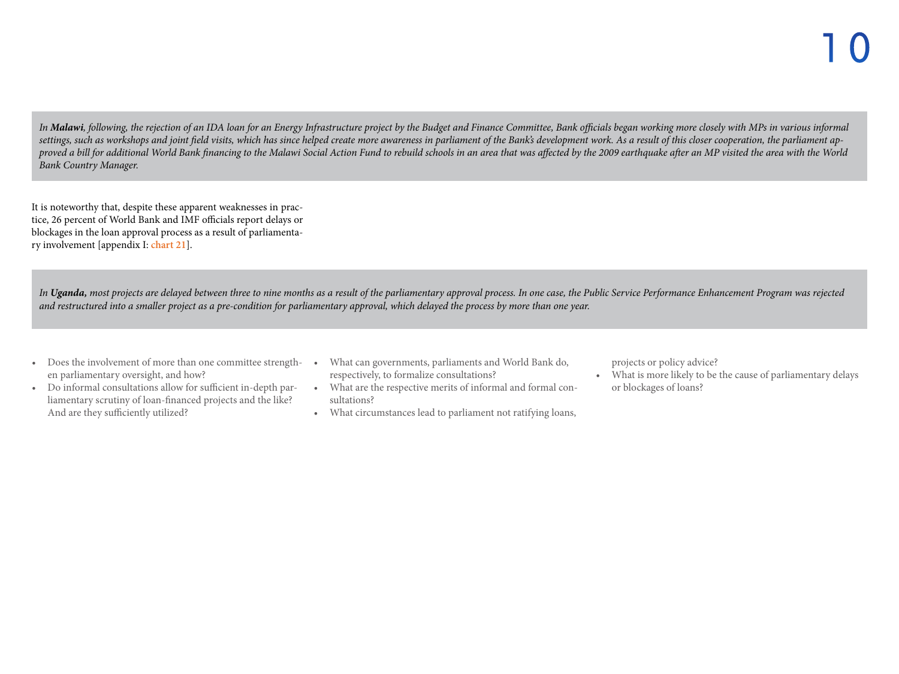*In **Malawi**, following, the rejection of an IDA loan for an Energy Infrastructure project by the Budget and Finance Committee, Bank officials began working more closely with MPs in various informal settings, such as workshops and joint field visits, which has since helped create more awareness in parliament of the Bank's development work. As a result of this closer cooperation, the parliament approved a bill for additional World Bank financing to the Malawi Social Action Fund to rebuild schools in an area that was affected by the 2009 earthquake after an MP visited the area with the World Bank Country Manager.*

It is noteworthy that, despite these apparent weaknesses in practice, 26 percent of World Bank and IMF officials report delays or blockages in the loan approval process as a result of parliamentary involvement [appendix I: **chart 21**].

*In **Uganda,** most projects are delayed between three to nine months as a result of the parliamentary approval process. In one case, the Public Service Performance Enhancement Program was rejected and restructured into a smaller project as a pre-condition for parliamentary approval, which delayed the process by more than one year.*

- Does the involvement of more than one committee strengthen parliamentary oversight, and how?
- Do informal consultations allow for sufficient in-depth parliamentary scrutiny of loan-financed projects and the like? And are they sufficiently utilized?
- What can governments, parliaments and World Bank do, respectively, to formalize consultations?
- What are the respective merits of informal and formal consultations?
- What circumstances lead to parliament not ratifying loans, projects or policy advice?
- What is more likely to be the cause of parliamentary delays or blockages of loans?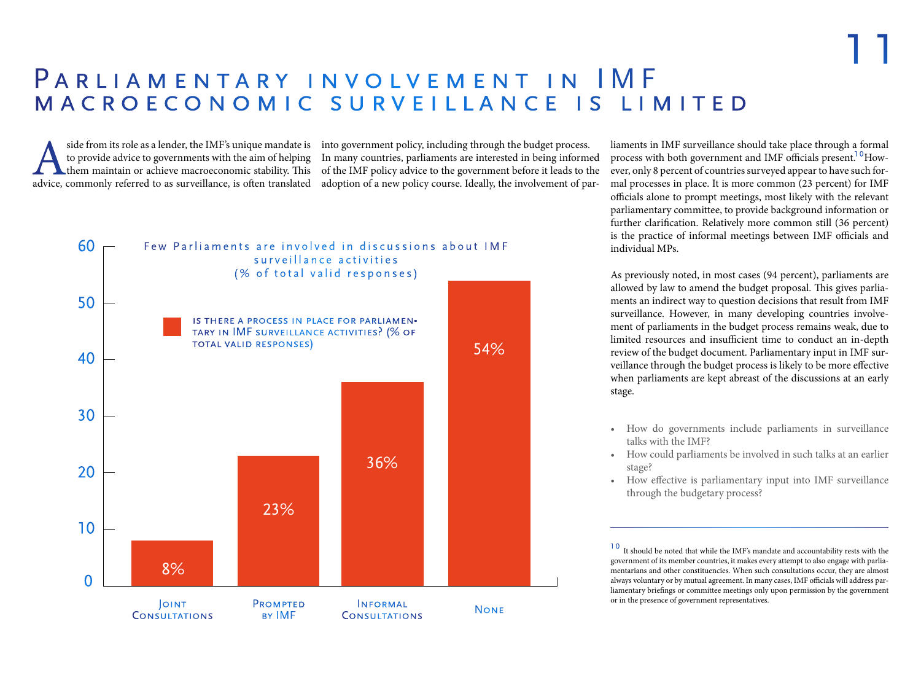# Parliamentary involvement in IMF macroeconomic surveillance is limited

Aside from its role as a lender, the IMF's unique mandate is to provide advice to governments with the aim of helping them maintain or achieve macroeconomic stability. This advice, commonly referred to as surveillance, is often translated into government policy, including through the budget process. In many countries, parliaments are interested in being informed of the IMF policy advice to the government before it leads to the adoption of a new policy course. Ideally, the involvement of parliaments in IMF surveillance should take place through a formal process with both government and IMF officials present.[10] However, only 8 percent of countries surveyed appear to have such formal processes in place. It is more common (23 percent) for IMF officials alone to prompt meetings, most likely with the relevant parliamentary committee, to provide background information or further clarification. Relatively more common still (36 percent) is the practice of informal meetings between IMF officials and individual MPs.

**Few Parliaments are involved in discussions about IMF surveillance activities (% of total valid responses)**

Is there a process in place for parliamentary in IMF surveillance activities? (% of total valid responses)

| Joint Consultations | Prompted by IMF | Informal Consultations | None |
|---|---|---|---|
| 8% | 23% | 36% | 54% |

As previously noted, in most cases (94 percent), parliaments are allowed by law to amend the budget proposal. This gives parliaments an indirect way to question decisions that result from IMF surveillance. However, in many developing countries involvement of parliaments in the budget process remains weak, due to limited resources and insufficient time to conduct an in-depth review of the budget document. Parliamentary input in IMF surveillance through the budget process is likely to be more effective when parliaments are kept abreast of the discussions at an early stage.

- How do governments include parliaments in surveillance talks with the IMF?
- How could parliaments be involved in such talks at an earlier stage?
- How effective is parliamentary input into IMF surveillance through the budgetary process?

---

[10] It should be noted that while the IMF's mandate and accountability rests with the government of its member countries, it makes every attempt to also engage with parliamentarians and other constituencies. When such consultations occur, they are almost always voluntary or by mutual agreement. In many cases, IMF officials will address parliamentary briefings or committee meetings only upon permission by the government or in the presence of government representatives.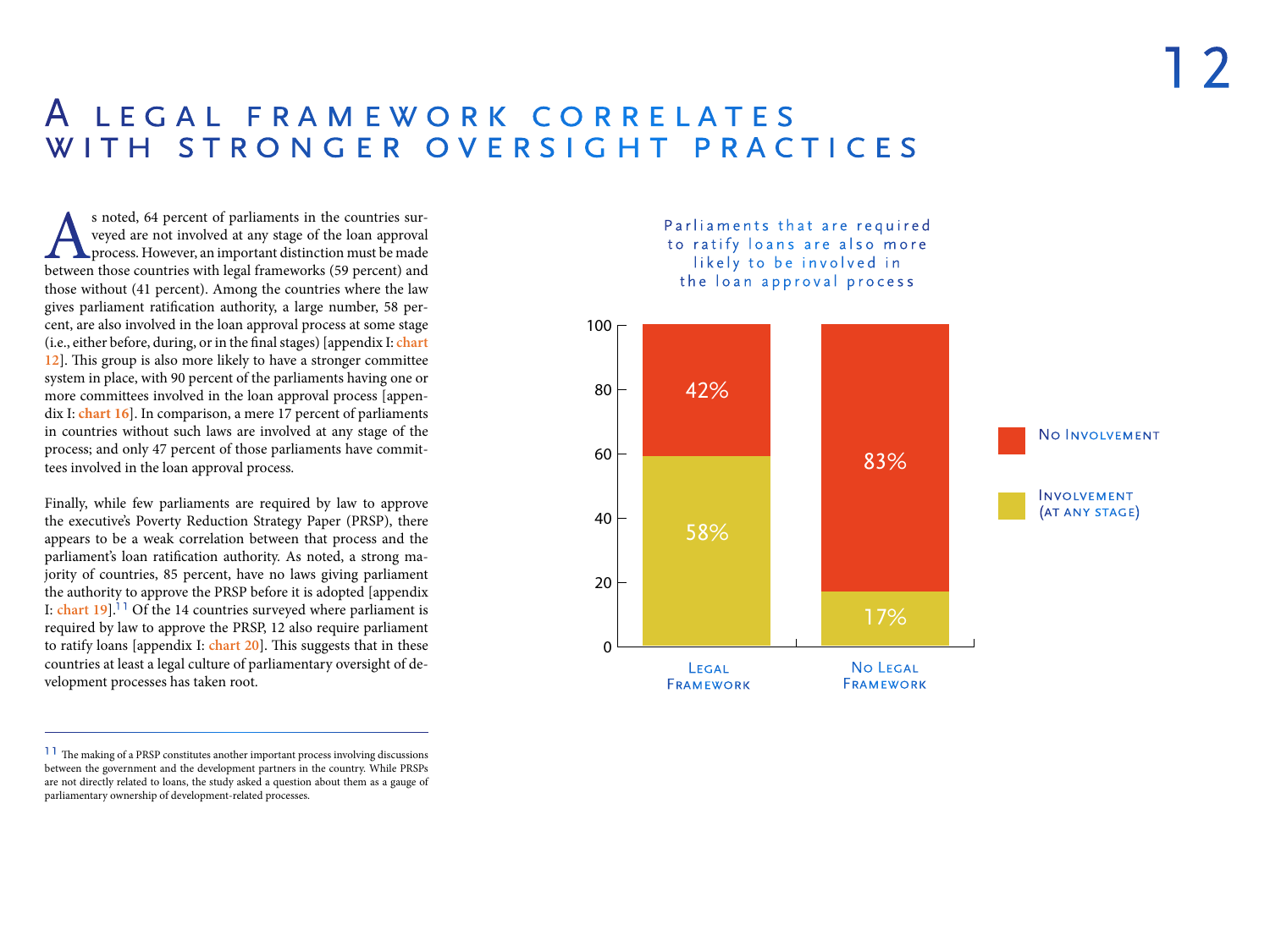# A Legal Framework Correlates with Stronger Oversight Practices

As noted, 64 percent of parliaments in the countries surveyed are not involved at any stage of the loan approval process. However, an important distinction must be made between those countries with legal frameworks (59 percent) and those without (41 percent). Among the countries where the law gives parliament ratification authority, a large number, 58 percent, are also involved in the loan approval process at some stage (i.e., either before, during, or in the final stages) [appendix I: **chart 12**]. This group is also more likely to have a stronger committee system in place, with 90 percent of the parliaments having one or more committees involved in the loan approval process [appendix I: **chart 16**]. In comparison, a mere 17 percent of parliaments in countries without such laws are involved at any stage of the process; and only 47 percent of those parliaments have committees involved in the loan approval process.

Finally, while few parliaments are required by law to approve the executive's Poverty Reduction Strategy Paper (PRSP), there appears to be a weak correlation between that process and the parliament's loan ratification authority. As noted, a strong majority of countries, 85 percent, have no laws giving parliament the authority to approve the PRSP before it is adopted [appendix I: **chart 19**].[11] Of the 14 countries surveyed where parliament is required by law to approve the PRSP, 12 also require parliament to ratify loans [appendix I: **chart 20**]. This suggests that in these countries at least a legal culture of parliamentary oversight of development processes has taken root.

**Parliaments that are required to ratify loans are also more likely to be involved in the loan approval process**

| | Legal Framework | No Legal Framework |
|---|---|---|
| No Involvement | 42% | 83% |
| Involvement (at any stage) | 58% | 17% |

---

[11] The making of a PRSP constitutes another important process involving discussions between the government and the development partners in the country. While PRSPs are not directly related to loans, the study asked a question about them as a gauge of parliamentary ownership of development-related processes.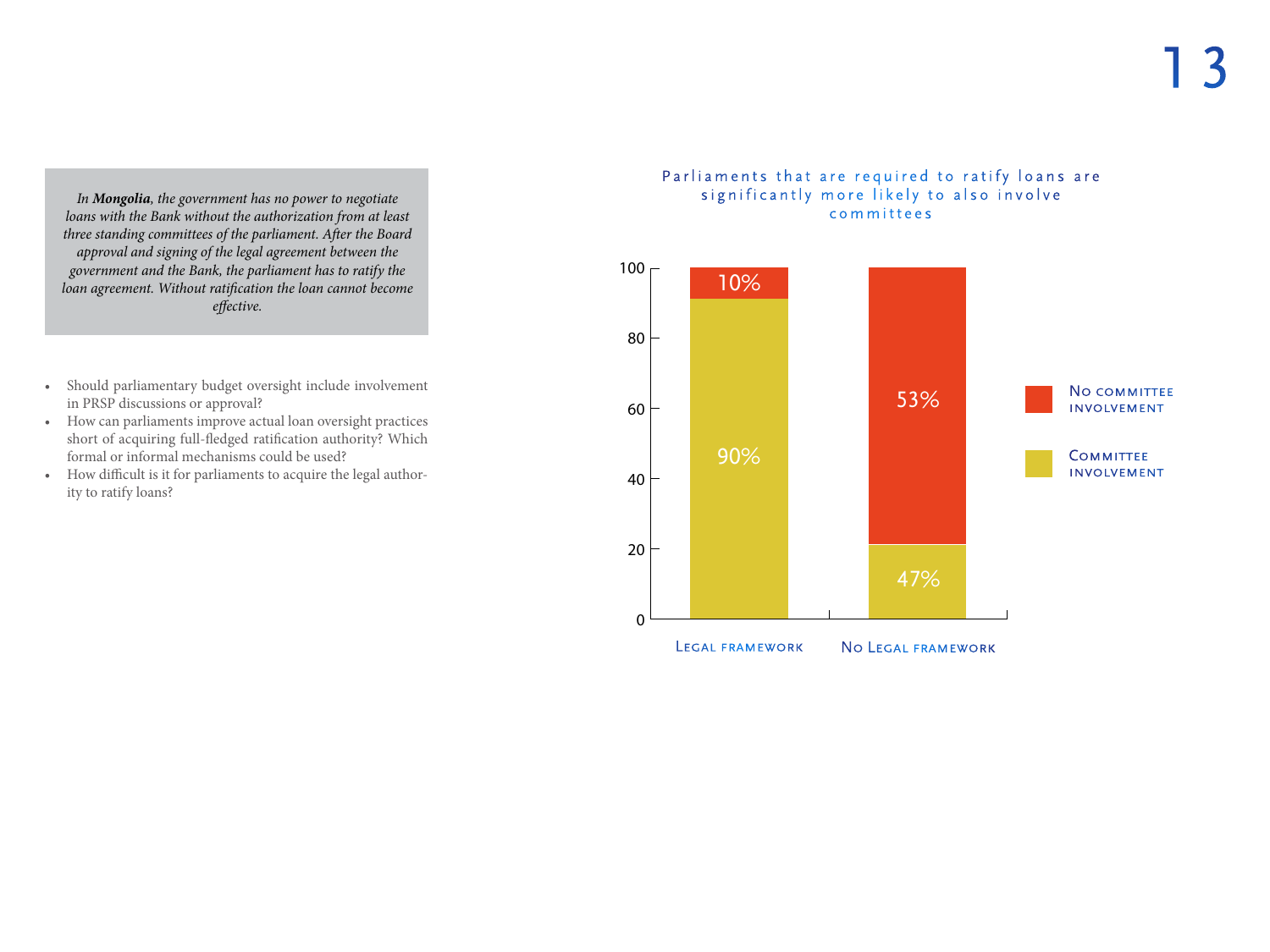*In **Mongolia**, the government has no power to negotiate loans with the Bank without the authorization from at least three standing committees of the parliament. After the Board approval and signing of the legal agreement between the government and the Bank, the parliament has to ratify the loan agreement. Without ratification the loan cannot become effective.*

- Should parliamentary budget oversight include involvement in PRSP discussions or approval?
- How can parliaments improve actual loan oversight practices short of acquiring full-fledged ratification authority? Which formal or informal mechanisms could be used?
- How difficult is it for parliaments to acquire the legal authority to ratify loans?

Parliaments that are required to ratify loans are significantly more likely to also involve committees

| | Legal framework | No Legal framework |
|---|---|---|
| No committee involvement | 10% | 53% |
| Committee involvement | 90% | 47% |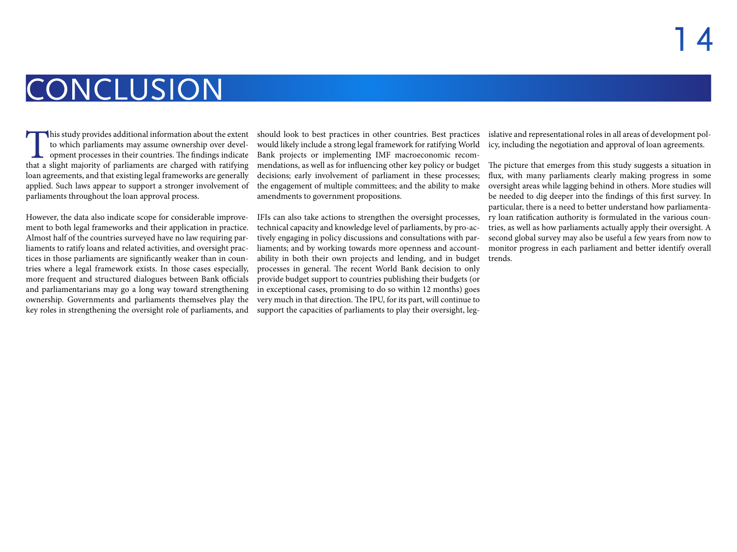# CONCLUSION

This study provides additional information about the extent to which parliaments may assume ownership over development processes in their countries. The findings indicate that a slight majority of parliaments are charged with ratifying loan agreements, and that existing legal frameworks are generally applied. Such laws appear to support a stronger involvement of parliaments throughout the loan approval process.

However, the data also indicate scope for considerable improvement to both legal frameworks and their application in practice. Almost half of the countries surveyed have no law requiring parliaments to ratify loans and related activities, and oversight practices in those parliaments are significantly weaker than in countries where a legal framework exists. In those cases especially, more frequent and structured dialogues between Bank officials and parliamentarians may go a long way toward strengthening ownership. Governments and parliaments themselves play the key roles in strengthening the oversight role of parliaments, and should look to best practices in other countries. Best practices would likely include a strong legal framework for ratifying World Bank projects or implementing IMF macroeconomic recommendations, as well as for influencing other key policy or budget decisions; early involvement of parliament in these processes; the engagement of multiple committees; and the ability to make amendments to government propositions.

IFIs can also take actions to strengthen the oversight processes, technical capacity and knowledge level of parliaments, by pro-actively engaging in policy discussions and consultations with parliaments; and by working towards more openness and accountability in both their own projects and lending, and in budget processes in general. The recent World Bank decision to only provide budget support to countries publishing their budgets (or in exceptional cases, promising to do so within 12 months) goes very much in that direction. The IPU, for its part, will continue to support the capacities of parliaments to play their oversight, legislative and representational roles in all areas of development policy, including the negotiation and approval of loan agreements.

The picture that emerges from this study suggests a situation in flux, with many parliaments clearly making progress in some oversight areas while lagging behind in others. More studies will be needed to dig deeper into the findings of this first survey. In particular, there is a need to better understand how parliamentary loan ratification authority is formulated in the various countries, as well as how parliaments actually apply their oversight. A second global survey may also be useful a few years from now to monitor progress in each parliament and better identify overall trends.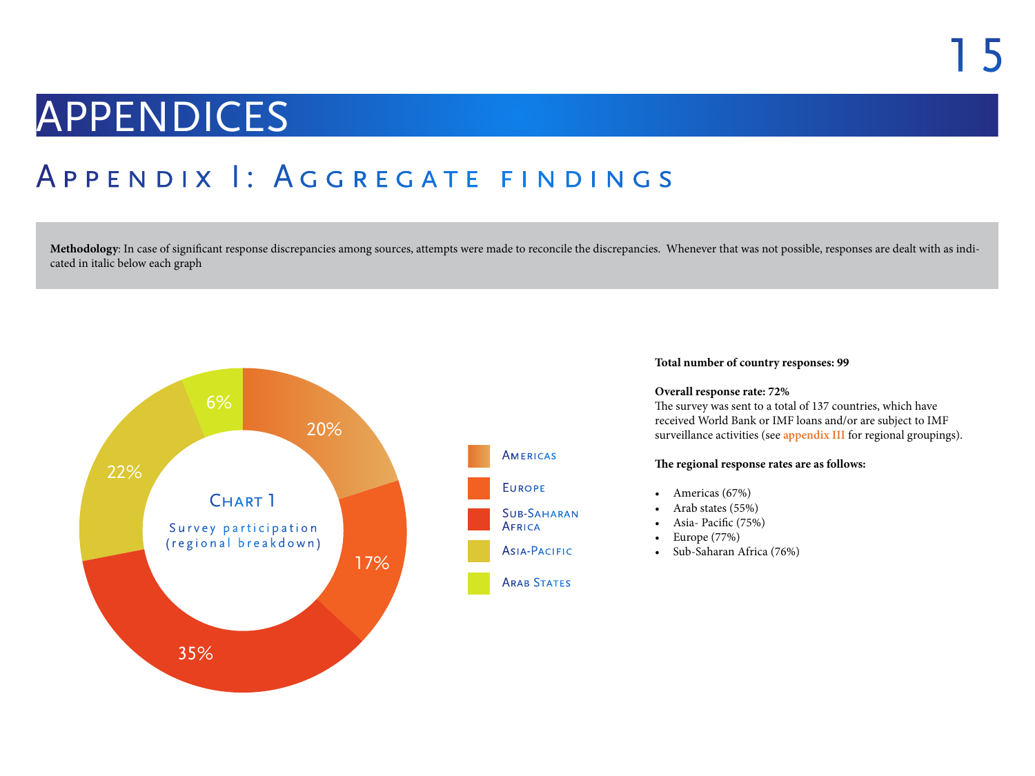# APPENDICES

## Appendix I: Aggregate findings

**Methodology**: In case of significant response discrepancies among sources, attempts were made to reconcile the discrepancies. Whenever that was not possible, responses are dealt with as indicated in italic below each graph

**Chart 1**

Survey participation (regional breakdown)

| Region | Share |
|---|---|
| Americas | 20% |
| Europe | 17% |
| Sub-Saharan Africa | 35% |
| Asia-Pacific | 22% |
| Arab States | 6% |

**Total number of country responses: 99**

**Overall response rate: 72%**
The survey was sent to a total of 137 countries, which have received World Bank or IMF loans and/or are subject to IMF surveillance activities (see **appendix III** for regional groupings).

**The regional response rates are as follows:**

- Americas (67%)
- Arab states (55%)
- Asia- Pacific (75%)
- Europe (77%)
- Sub-Saharan Africa (76%)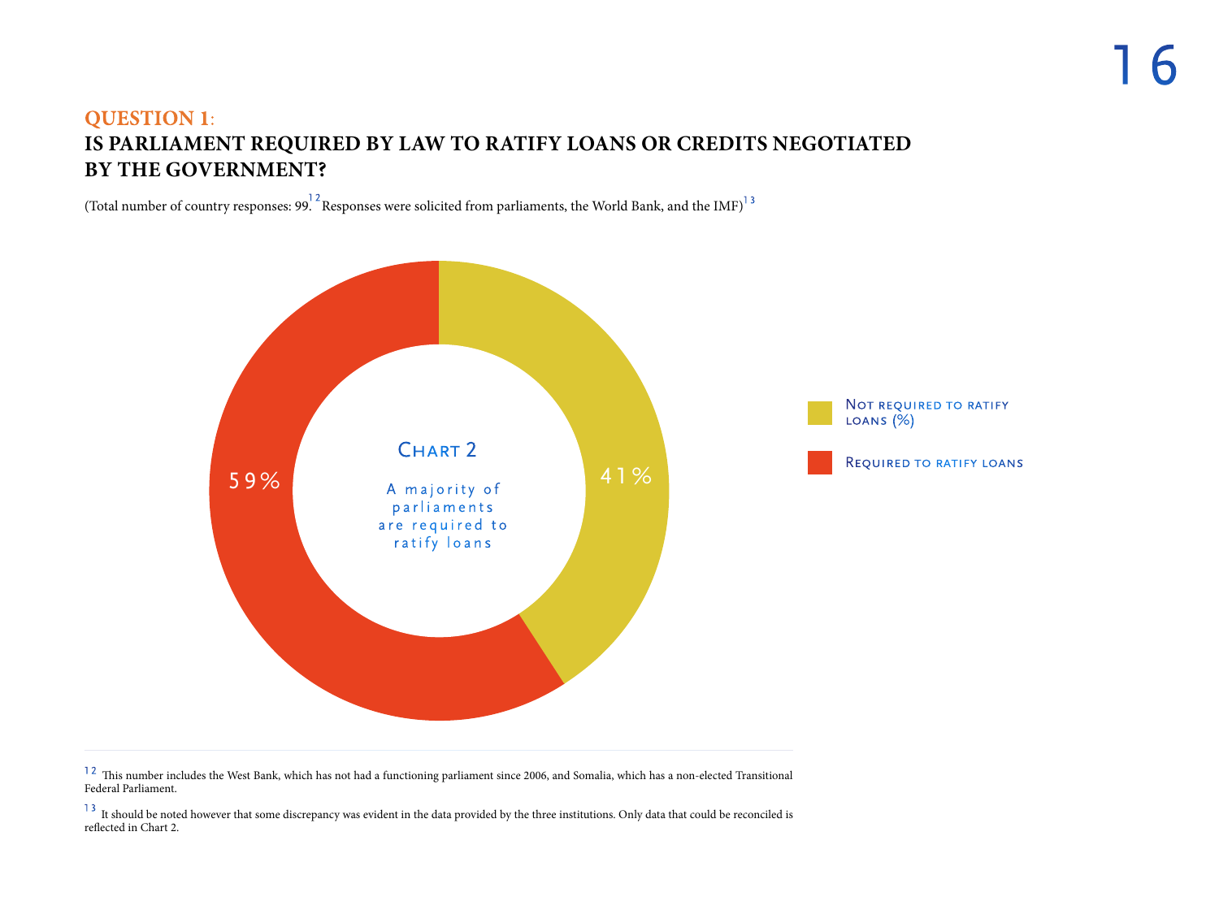## QUESTION 1:
## IS PARLIAMENT REQUIRED BY LAW TO RATIFY LOANS OR CREDITS NEGOTIATED BY THE GOVERNMENT?

(Total number of country responses: 99.[12] Responses were solicited from parliaments, the World Bank, and the IMF)[13]

**Chart 2**

A majority of parliaments are required to ratify loans

- Not required to ratify loans (%): 41%
- Required to ratify loans: 59%

---

[12] This number includes the West Bank, which has not had a functioning parliament since 2006, and Somalia, which has a non-elected Transitional Federal Parliament.

[13] It should be noted however that some discrepancy was evident in the data provided by the three institutions. Only data that could be reconciled is reflected in Chart 2.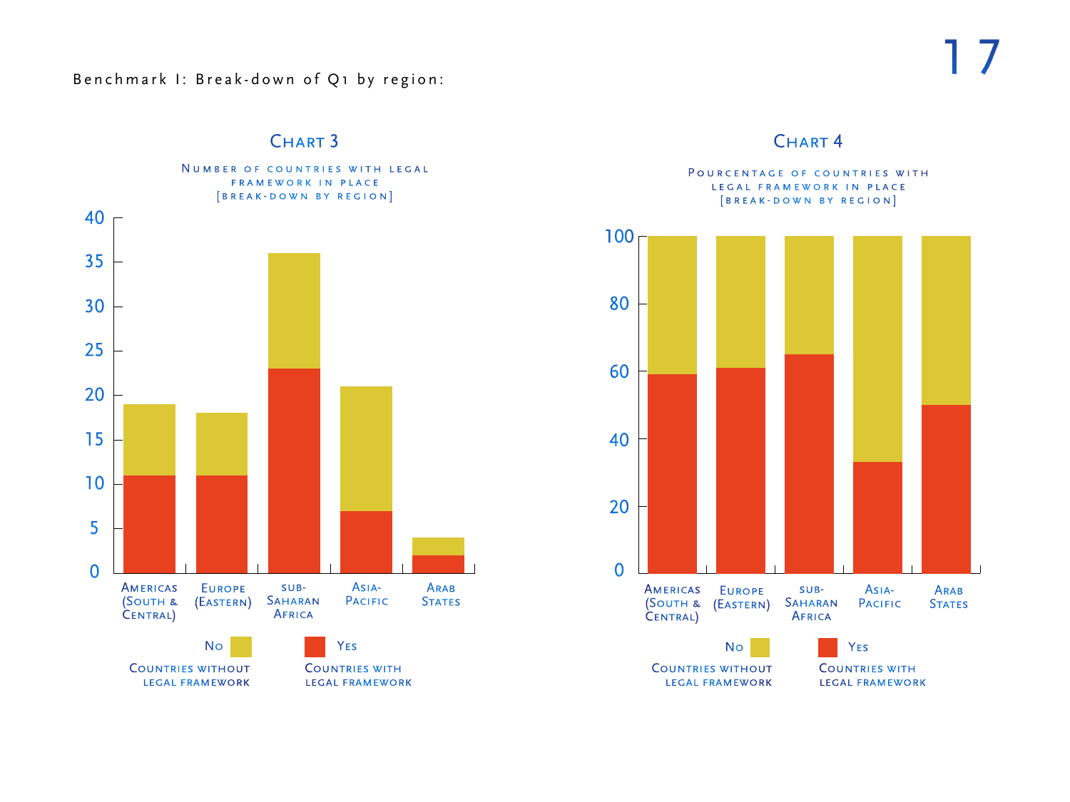Benchmark I: Break-down of Q1 by region:

## Chart 3

Number of countries with legal framework in place [break-down by region]

| Region | Yes (Countries with legal framework) | No (Countries without legal framework) |
|---|---|---|
| Americas (South & Central) | 11 | 8 |
| Europe (Eastern) | 11 | 7 |
| sub-Saharan Africa | 23 | 13 |
| Asia-Pacific | 7 | 14 |
| Arab States | 2 | 2 |

## Chart 4

Pourcentage of countries with legal framework in place [break-down by region]

| Region | Yes (Countries with legal framework) | No (Countries without legal framework) |
|---|---|---|
| Americas (South & Central) | 59 | 41 |
| Europe (Eastern) | 61 | 39 |
| sub-Saharan Africa | 65 | 35 |
| Asia-Pacific | 33 | 67 |
| Arab States | 50 | 50 |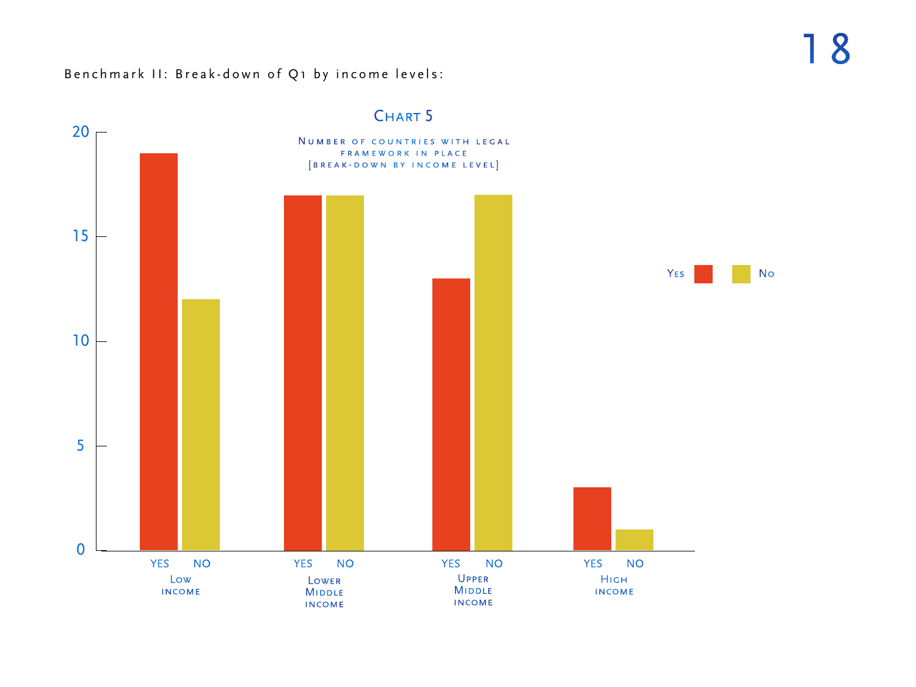Benchmark II: Break-down of Q1 by income levels:

**Chart 5**

Number of countries with legal framework in place [break-down by income level]

| Income level | Yes | No |
| --- | --- | --- |
| Low income | 19 | 12 |
| Lower Middle income | 17 | 17 |
| Upper Middle income | 13 | 17 |
| High income | 3 | 1 |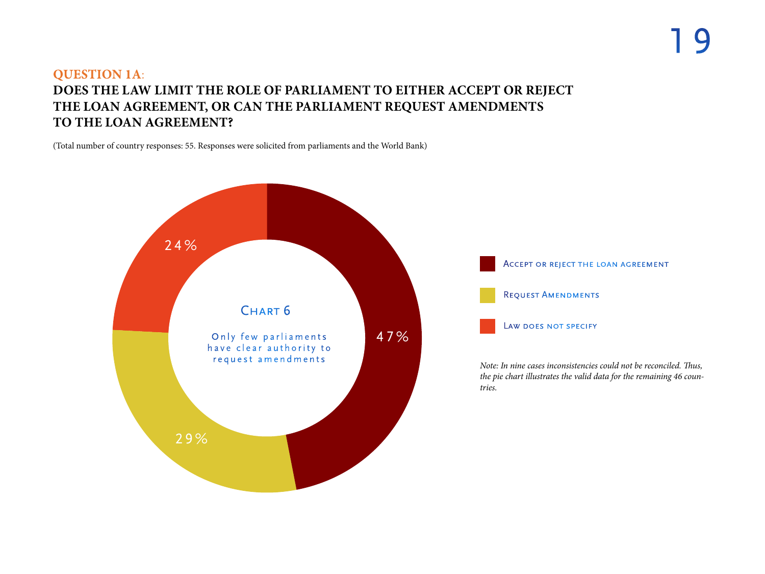**QUESTION 1A:**

**DOES THE LAW LIMIT THE ROLE OF PARLIAMENT TO EITHER ACCEPT OR REJECT THE LOAN AGREEMENT, OR CAN THE PARLIAMENT REQUEST AMENDMENTS TO THE LOAN AGREEMENT?**

(Total number of country responses: 55. Responses were solicited from parliaments and the World Bank)

Chart 6

Only few parliaments have clear authority to request amendments

| Response | Share |
| --- | --- |
| Accept or reject the loan agreement | 47% |
| Request Amendments | 29% |
| Law does not specify | 24% |

*Note: In nine cases inconsistencies could not be reconciled. Thus, the pie chart illustrates the valid data for the remaining 46 countries.*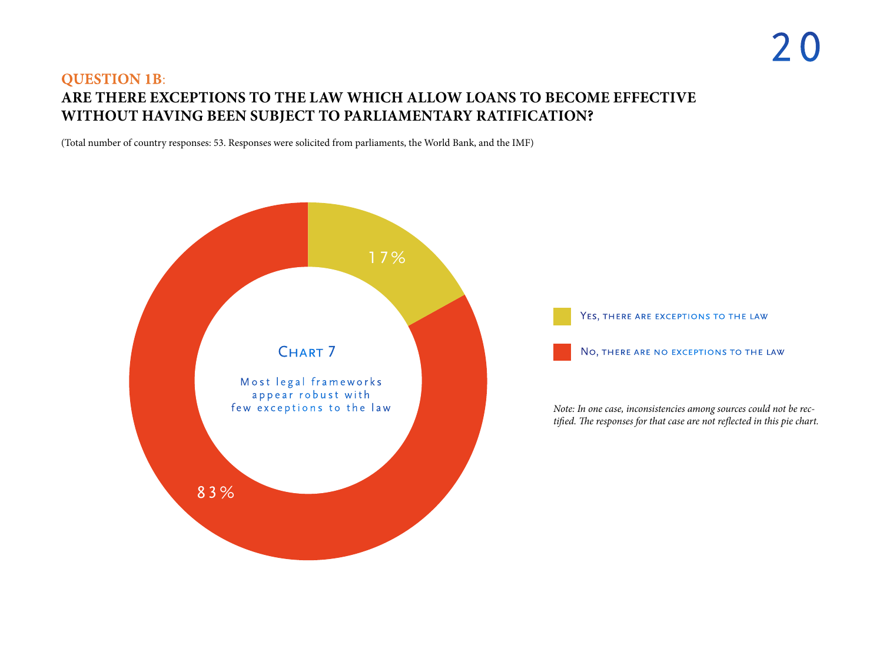**QUESTION 1B**:

## ARE THERE EXCEPTIONS TO THE LAW WHICH ALLOW LOANS TO BECOME EFFECTIVE WITHOUT HAVING BEEN SUBJECT TO PARLIAMENTARY RATIFICATION?

(Total number of country responses: 53. Responses were solicited from parliaments, the World Bank, and the IMF)

**Chart 7**

Most legal frameworks appear robust with few exceptions to the law

| Response | Share |
|---|---|
| Yes, there are exceptions to the law | 17% |
| No, there are no exceptions to the law | 83% |

*Note: In one case, inconsistencies among sources could not be rectified. The responses for that case are not reflected in this pie chart.*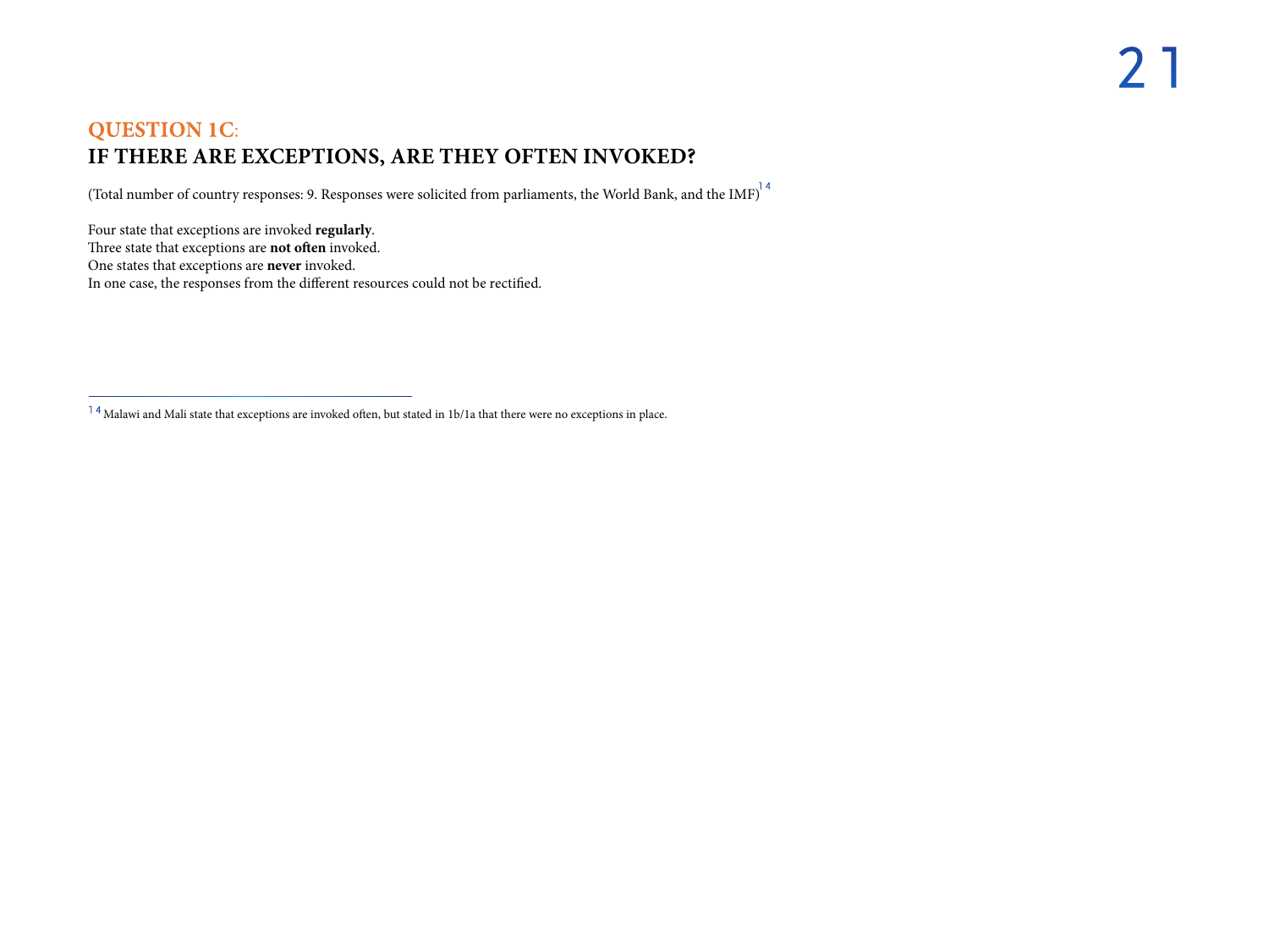## QUESTION 1C:
## IF THERE ARE EXCEPTIONS, ARE THEY OFTEN INVOKED?

(Total number of country responses: 9. Responses were solicited from parliaments, the World Bank, and the IMF)[14]

Four state that exceptions are invoked **regularly**.
Three state that exceptions are **not often** invoked.
One states that exceptions are **never** invoked.
In one case, the responses from the different resources could not be rectified.

---

[14] Malawi and Mali state that exceptions are invoked often, but stated in 1b/1a that there were no exceptions in place.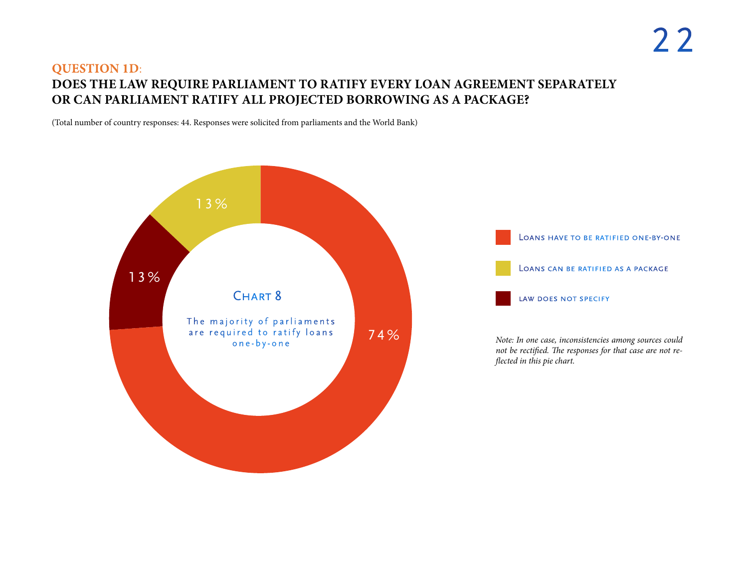**QUESTION 1D:**

## DOES THE LAW REQUIRE PARLIAMENT TO RATIFY EVERY LOAN AGREEMENT SEPARATELY OR CAN PARLIAMENT RATIFY ALL PROJECTED BORROWING AS A PACKAGE?

(Total number of country responses: 44. Responses were solicited from parliaments and the World Bank)

**Chart 8**

The majority of parliaments are required to ratify loans one-by-one

| Response | Share |
|---|---|
| Loans have to be ratified one-by-one | 74% |
| Loans can be ratified as a package | 13% |
| law does not specify | 13% |

*Note: In one case, inconsistencies among sources could not be rectified. The responses for that case are not reflected in this pie chart.*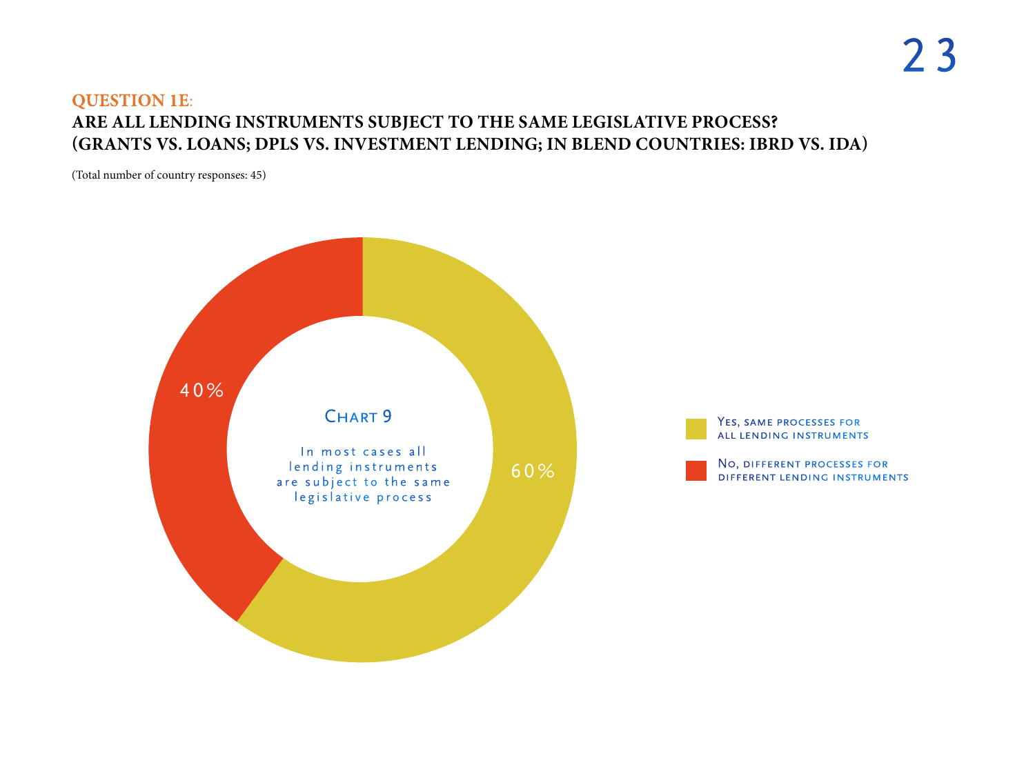**QUESTION 1E**:

**ARE ALL LENDING INSTRUMENTS SUBJECT TO THE SAME LEGISLATIVE PROCESS? (GRANTS VS. LOANS; DPLS VS. INVESTMENT LENDING; IN BLEND COUNTRIES: IBRD VS. IDA)**

(Total number of country responses: 45)

Chart 9

In most cases all lending instruments are subject to the same legislative process

| Response | Share |
|---|---|
| Yes, same processes for all lending instruments | 60% |
| No, different processes for different lending instruments | 40% |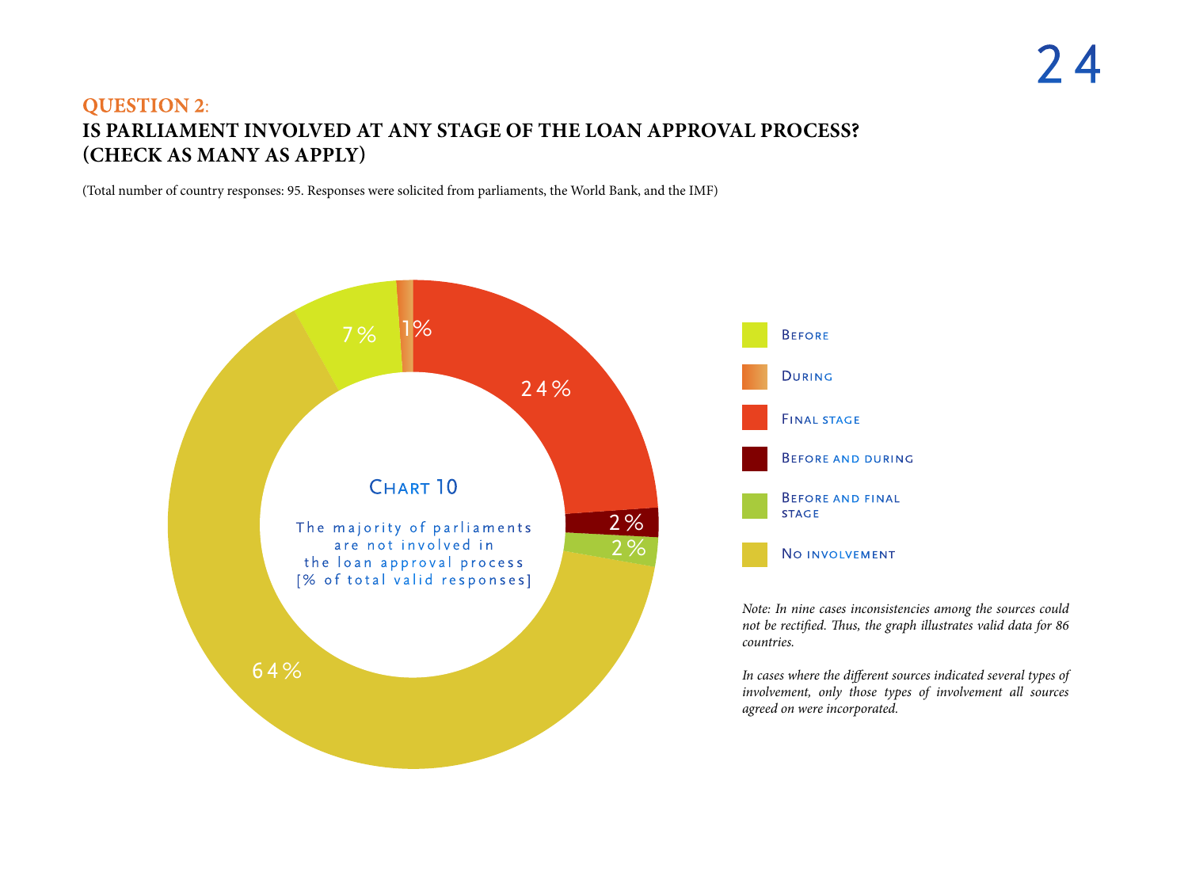**QUESTION 2:**

## IS PARLIAMENT INVOLVED AT ANY STAGE OF THE LOAN APPROVAL PROCESS? (CHECK AS MANY AS APPLY)

(Total number of country responses: 95. Responses were solicited from parliaments, the World Bank, and the IMF)

**Chart 10**

The majority of parliaments are not involved in the loan approval process [% of total valid responses]

| Category | % |
|---|---|
| Before | 7% |
| During | 1% |
| Final stage | 24% |
| Before and during | 2% |
| Before and final stage | 2% |
| No involvement | 64% |

*Note: In nine cases inconsistencies among the sources could not be rectified. Thus, the graph illustrates valid data for 86 countries.*

*In cases where the different sources indicated several types of involvement, only those types of involvement all sources agreed on were incorporated.*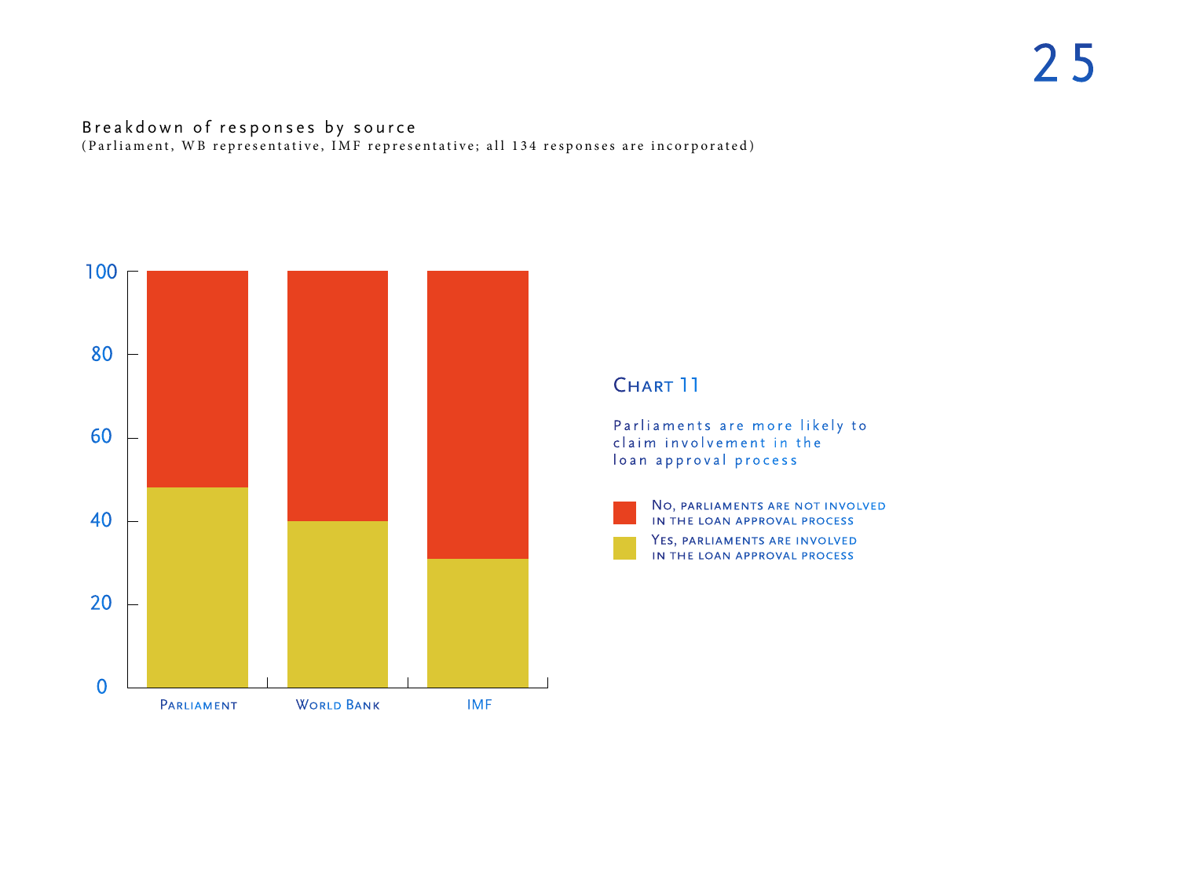Breakdown of responses by source
(Parliament, WB representative, IMF representative; all 134 responses are incorporated)

| | Parliament | World Bank | IMF |
|---|---|---|---|
| Yes, parliaments are involved in the loan approval process | 48 | 40 | 31 |
| No, parliaments are not involved in the loan approval process | 52 | 60 | 69 |

## Chart 11

Parliaments are more likely to claim involvement in the loan approval process

- No, parliaments are not involved in the loan approval process
- Yes, parliaments are involved in the loan approval process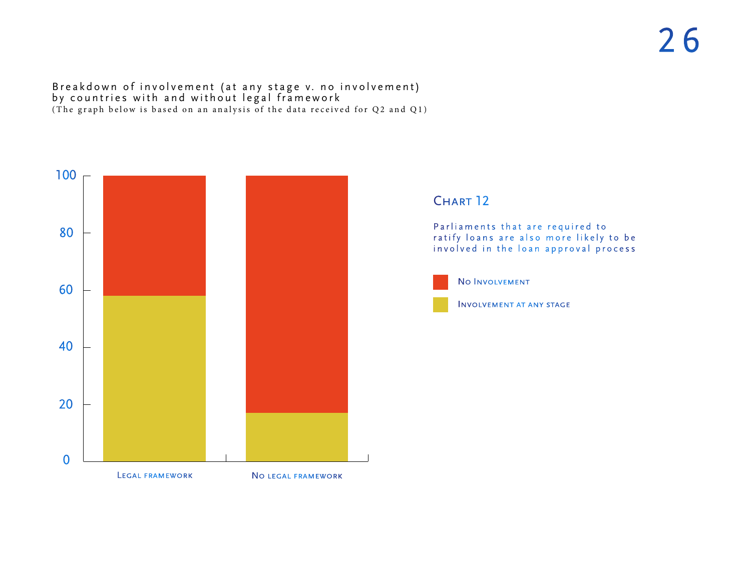Breakdown of involvement (at any stage v. no involvement) by countries with and without legal framework
(The graph below is based on an analysis of the data received for Q2 and Q1)

100
80
60
40
20
0

Legal framework
No legal framework

## Chart 12

Parliaments that are required to ratify loans are also more likely to be involved in the loan approval process

No Involvement
Involvement at any stage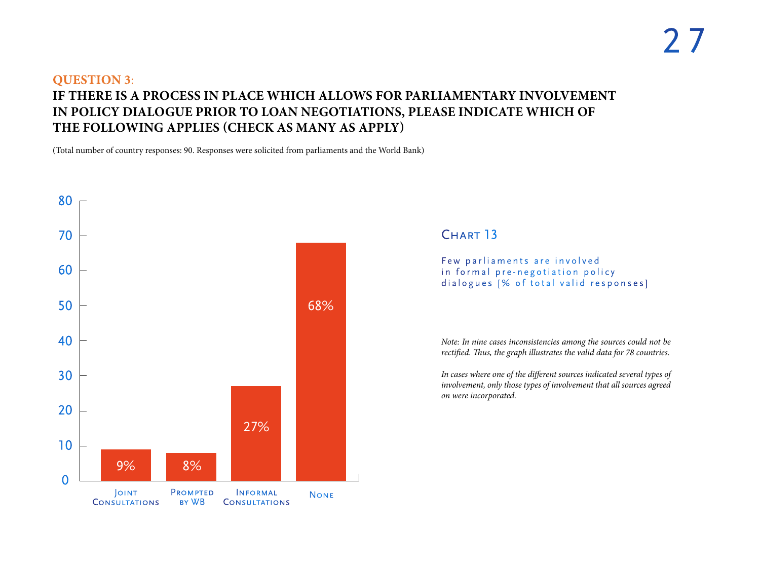**QUESTION 3**:

## IF THERE IS A PROCESS IN PLACE WHICH ALLOWS FOR PARLIAMENTARY INVOLVEMENT IN POLICY DIALOGUE PRIOR TO LOAN NEGOTIATIONS, PLEASE INDICATE WHICH OF THE FOLLOWING APPLIES (CHECK AS MANY AS APPLY)

(Total number of country responses: 90. Responses were solicited from parliaments and the World Bank)

| Category | % |
|---|---|
| Joint Consultations | 9% |
| Prompted by WB | 8% |
| Informal Consultations | 27% |
| None | 68% |

### Chart 13

Few parliaments are involved in formal pre-negotiation policy dialogues [% of total valid responses]

*Note: In nine cases inconsistencies among the sources could not be rectified. Thus, the graph illustrates the valid data for 78 countries.*

*In cases where one of the different sources indicated several types of involvement, only those types of involvement that all sources agreed on were incorporated.*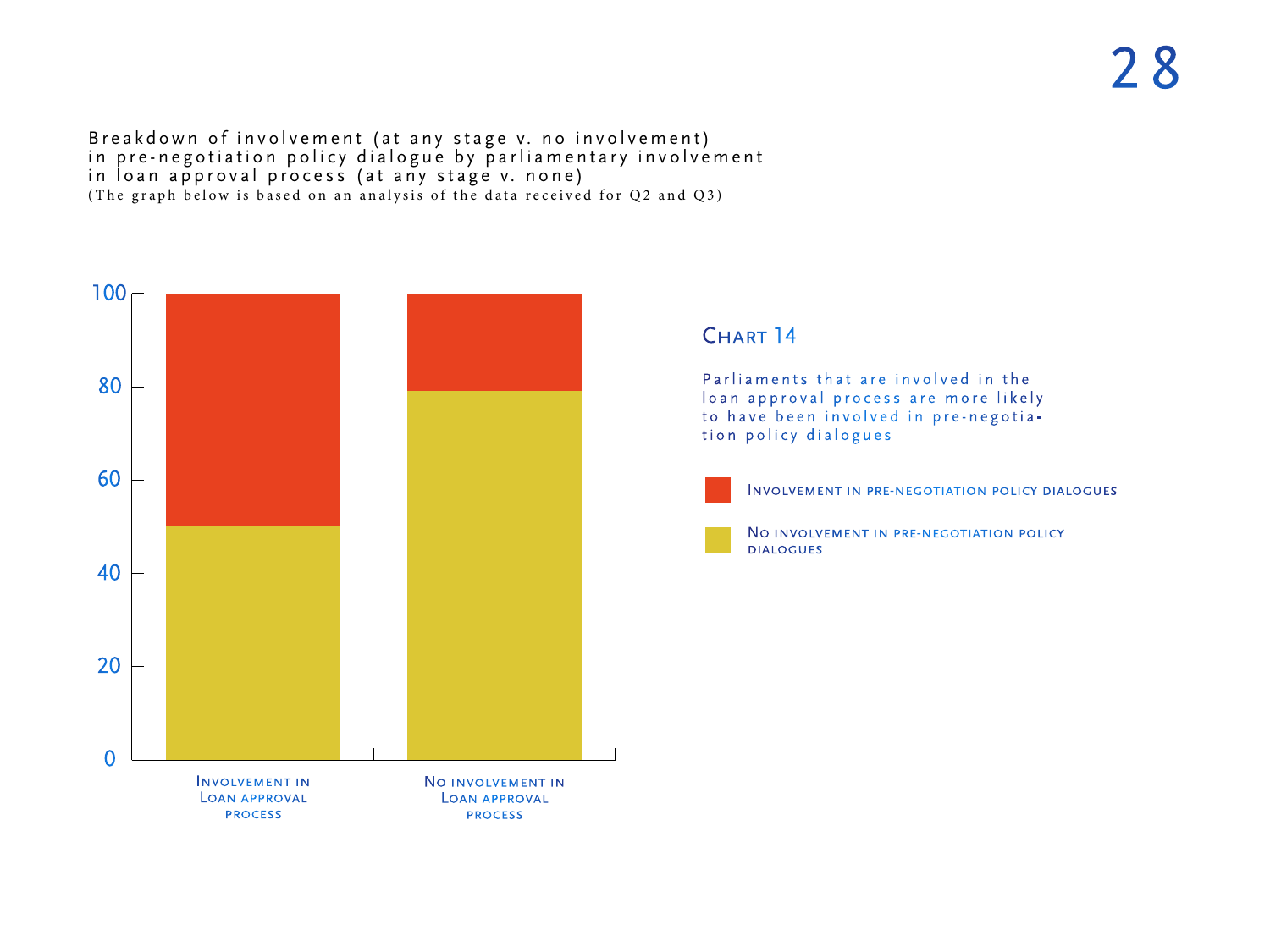Breakdown of involvement (at any stage v. no involvement) in pre-negotiation policy dialogue by parliamentary involvement in loan approval process (at any stage v. none)
(The graph below is based on an analysis of the data received for Q2 and Q3)

100
80
60
40
20
0

Involvement in Loan approval process

No involvement in Loan approval process

## Chart 14

Parliaments that are involved in the loan approval process are more likely to have been involved in pre-negotiation policy dialogues

- Involvement in pre-negotiation policy dialogues
- No involvement in pre-negotiation policy dialogues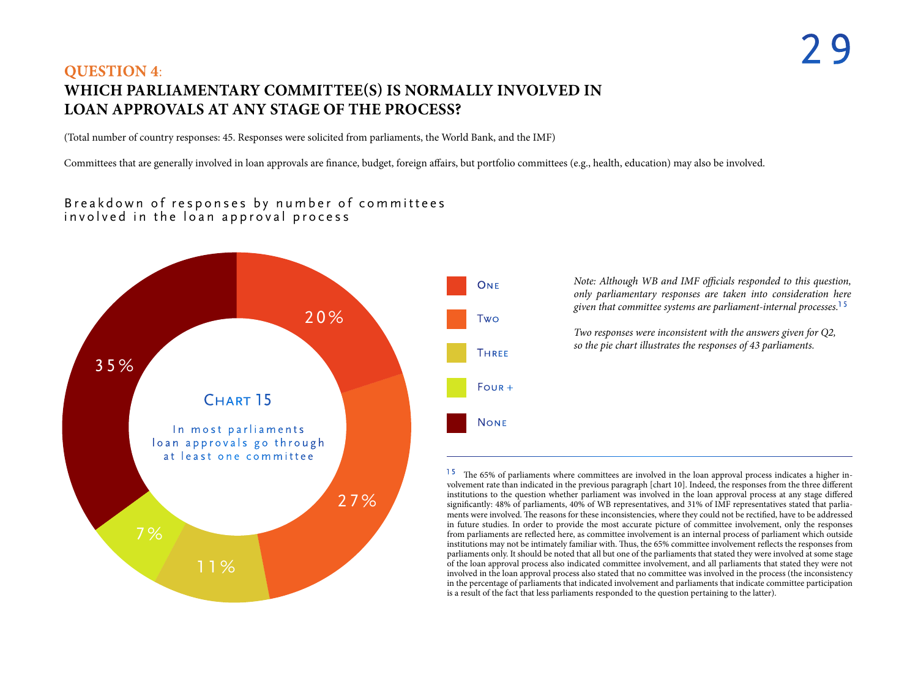## QUESTION 4:
## WHICH PARLIAMENTARY COMMITTEE(S) IS NORMALLY INVOLVED IN LOAN APPROVALS AT ANY STAGE OF THE PROCESS?

(Total number of country responses: 45. Responses were solicited from parliaments, the World Bank, and the IMF)

Committees that are generally involved in loan approvals are finance, budget, foreign affairs, but portfolio committees (e.g., health, education) may also be involved.

Breakdown of responses by number of committees involved in the loan approval process

Chart 15

In most parliaments loan approvals go through at least one committee

| Number of committees | Share |
|---|---|
| One | 20% |
| Two | 27% |
| Three | 11% |
| Four + | 7% |
| None | 35% |

*Note: Although WB and IMF officials responded to this question, only parliamentary responses are taken into consideration here given that committee systems are parliament-internal processes.*[15]

*Two responses were inconsistent with the answers given for Q2, so the pie chart illustrates the responses of 43 parliaments.*

---

[15] The 65% of parliaments where committees are involved in the loan approval process indicates a higher involvement rate than indicated in the previous paragraph [chart 10]. Indeed, the responses from the three different institutions to the question whether parliament was involved in the loan approval process at any stage differed significantly: 48% of parliaments, 40% of WB representatives, and 31% of IMF representatives stated that parliaments were involved. The reasons for these inconsistencies, where they could not be rectified, have to be addressed in future studies. In order to provide the most accurate picture of committee involvement, only the responses from parliaments are reflected here, as committee involvement is an internal process of parliament which outside institutions may not be intimately familiar with. Thus, the 65% committee involvement reflects the responses from parliaments only. It should be noted that all but one of the parliaments that stated they were involved at some stage of the loan approval process also indicated committee involvement, and all parliaments that stated they were not involved in the loan approval process also stated that no committee was involved in the process (the inconsistency in the percentage of parliaments that indicated involvement and parliaments that indicate committee participation is a result of the fact that less parliaments responded to the question pertaining to the latter).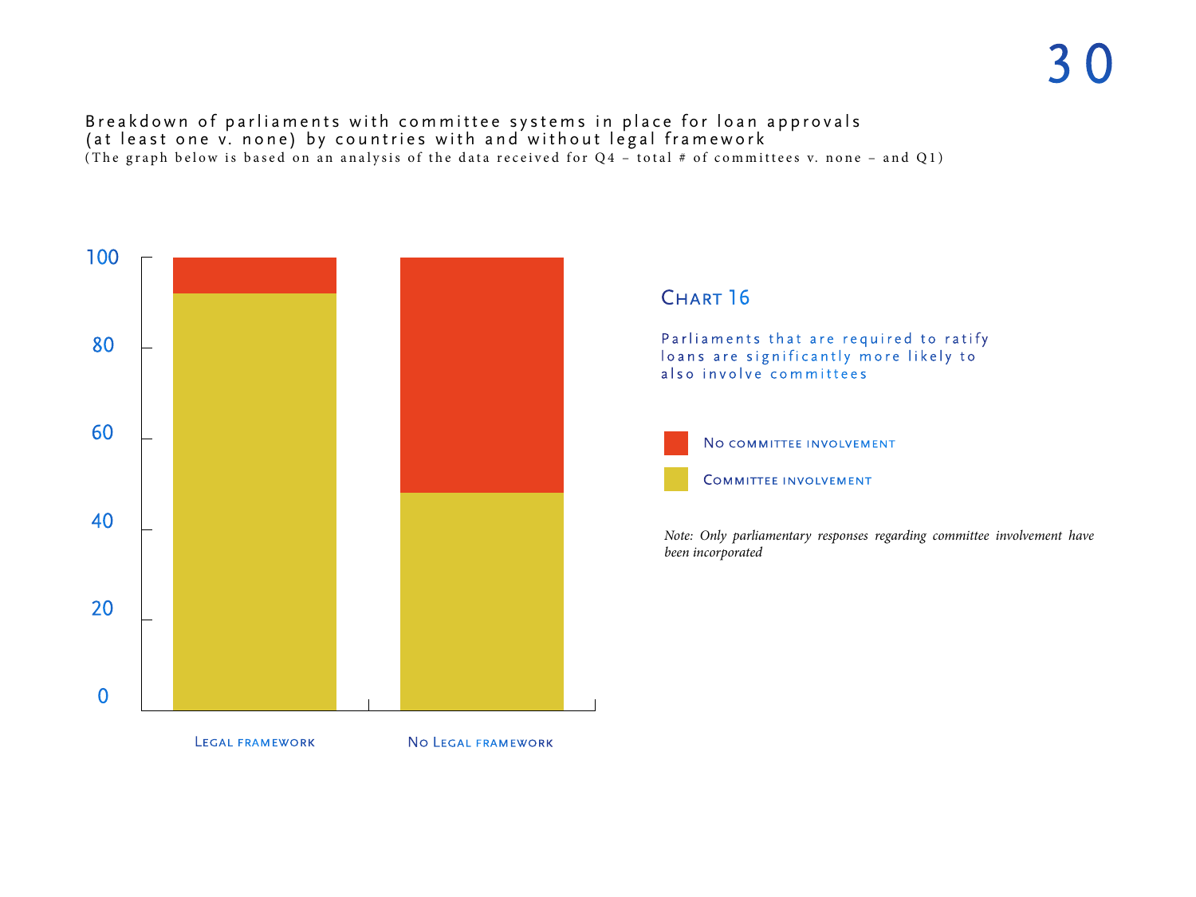Breakdown of parliaments with committee systems in place for loan approvals (at least one v. none) by countries with and without legal framework
(The graph below is based on an analysis of the data received for Q4 – total # of committees v. none – and Q1)

100

80

60

40

20

0

Legal framework

No Legal framework

## Chart 16

Parliaments that are required to ratify loans are significantly more likely to also involve committees

No committee involvement

Committee involvement

*Note: Only parliamentary responses regarding committee involvement have been incorporated*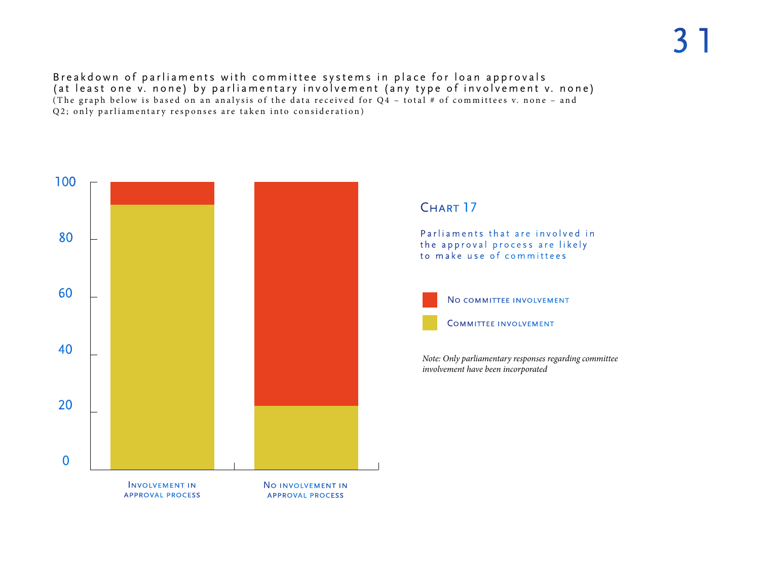Breakdown of parliaments with committee systems in place for loan approvals (at least one v. none) by parliamentary involvement (any type of involvement v. none)
(The graph below is based on an analysis of the data received for Q4 – total # of committees v. none – and Q2; only parliamentary responses are taken into consideration)

100

80

60

40

20

0

Involvement in approval process

No involvement in approval process

## Chart 17

Parliaments that are involved in the approval process are likely to make use of committees

No committee involvement

Committee involvement

*Note: Only parliamentary responses regarding committee involvement have been incorporated*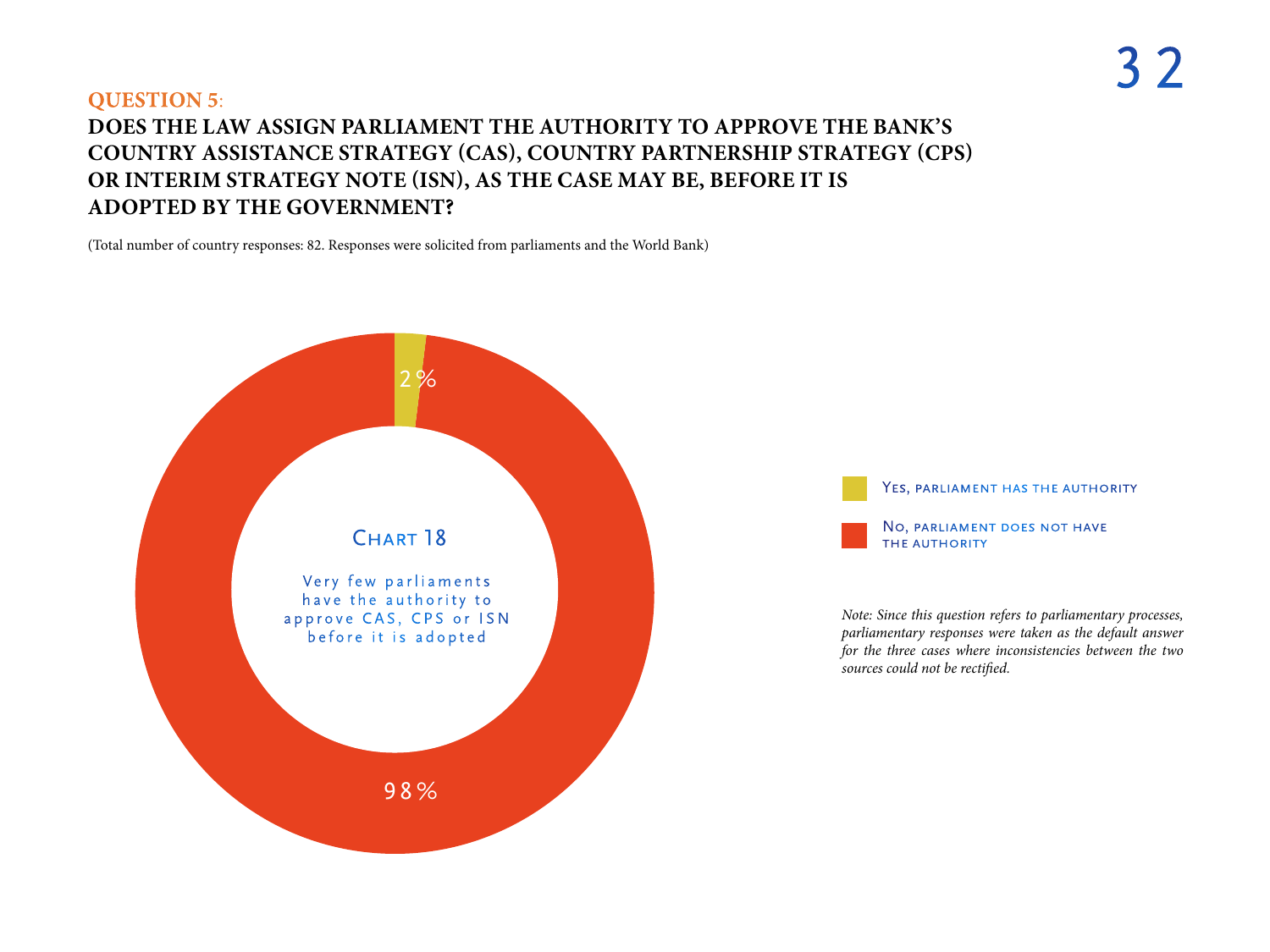**QUESTION 5**:

## DOES THE LAW ASSIGN PARLIAMENT THE AUTHORITY TO APPROVE THE BANK'S COUNTRY ASSISTANCE STRATEGY (CAS), COUNTRY PARTNERSHIP STRATEGY (CPS) OR INTERIM STRATEGY NOTE (ISN), AS THE CASE MAY BE, BEFORE IT IS ADOPTED BY THE GOVERNMENT?

(Total number of country responses: 82. Responses were solicited from parliaments and the World Bank)

Chart 18

Very few parliaments have the authority to approve CAS, CPS or ISN before it is adopted

| Response | Percentage |
|---|---|
| Yes, parliament has the authority | 2% |
| No, parliament does not have the authority | 98% |

*Note: Since this question refers to parliamentary processes, parliamentary responses were taken as the default answer for the three cases where inconsistencies between the two sources could not be rectified.*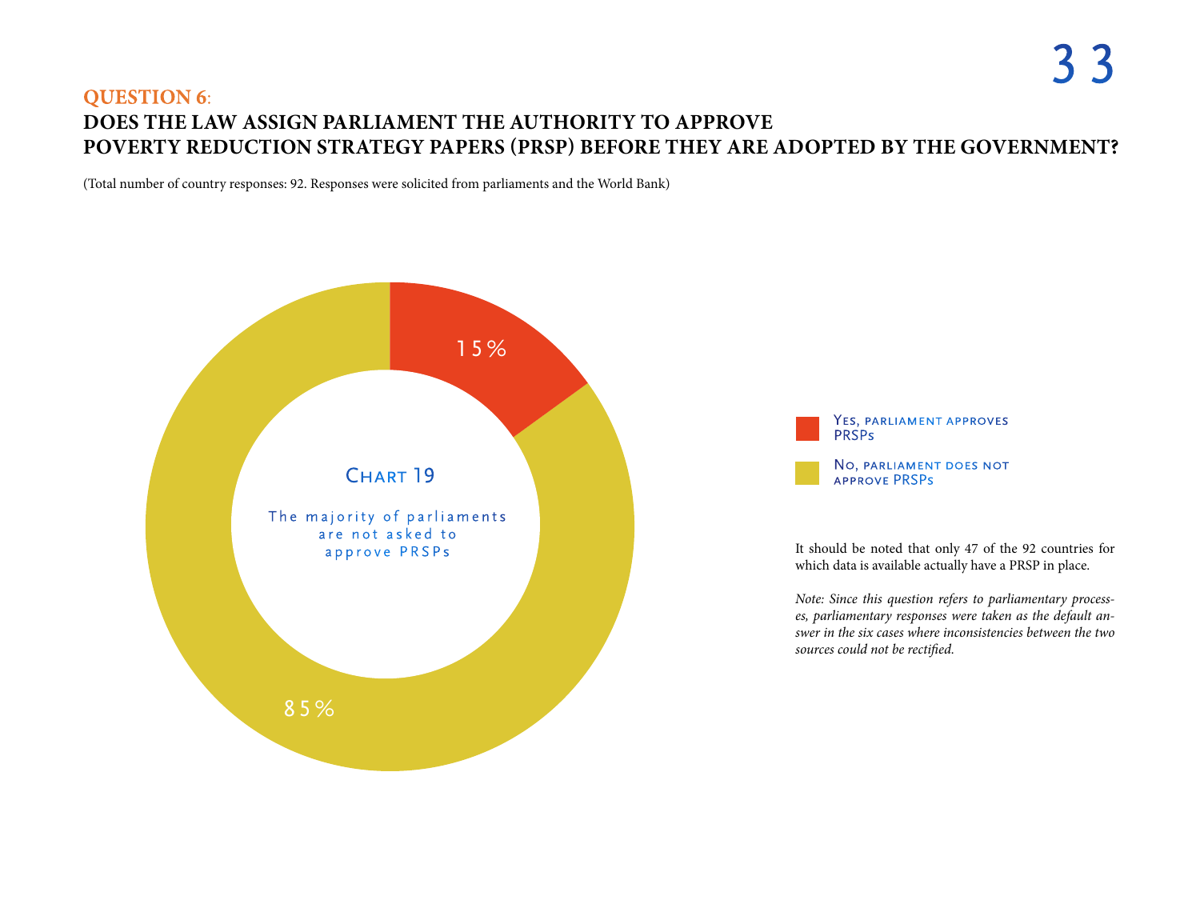## QUESTION 6:

## DOES THE LAW ASSIGN PARLIAMENT THE AUTHORITY TO APPROVE POVERTY REDUCTION STRATEGY PAPERS (PRSP) BEFORE THEY ARE ADOPTED BY THE GOVERNMENT?

(Total number of country responses: 92. Responses were solicited from parliaments and the World Bank)

**Chart 19**

The majority of parliaments are not asked to approve PRSPs

| Response | Percentage |
|---|---|
| Yes, parliament approves PRSPs | 15% |
| No, parliament does not approve PRSPs | 85% |

It should be noted that only 47 of the 92 countries for which data is available actually have a PRSP in place.

*Note: Since this question refers to parliamentary processes, parliamentary responses were taken as the default answer in the six cases where inconsistencies between the two sources could not be rectified.*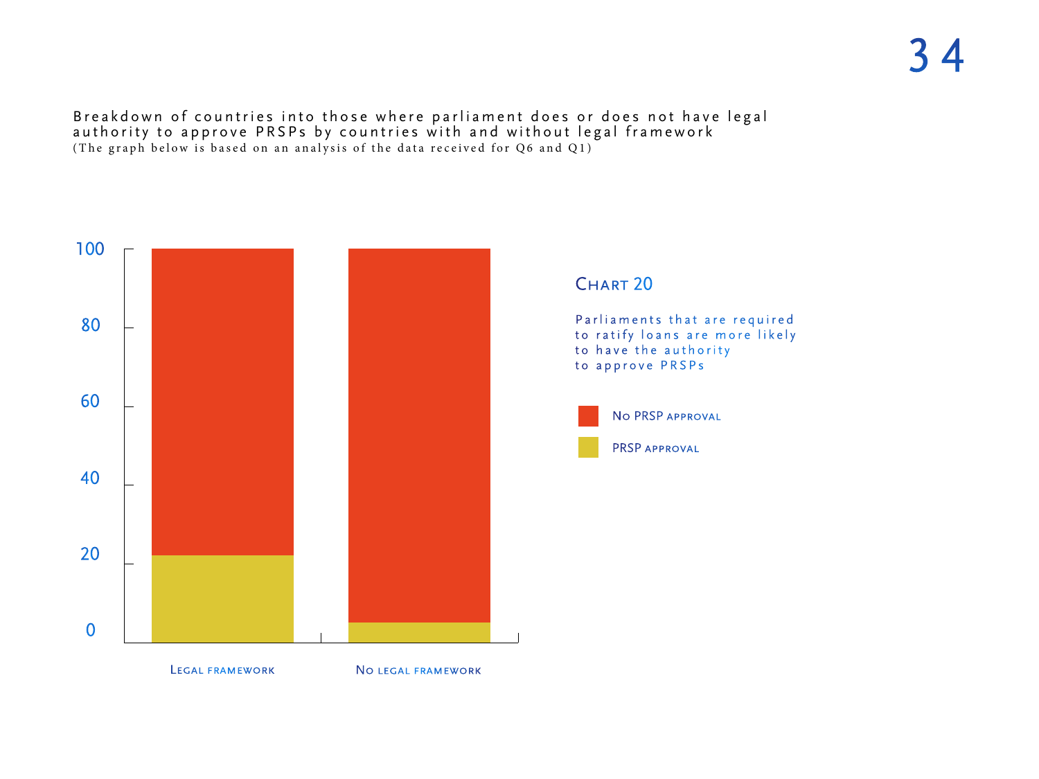Breakdown of countries into those where parliament does or does not have legal authority to approve PRSPs by countries with and without legal framework
(The graph below is based on an analysis of the data received for Q6 and Q1)

### Chart 20

Parliaments that are required to ratify loans are more likely to have the authority to approve PRSPs

- No PRSP approval
- PRSP approval

Legal framework | No legal framework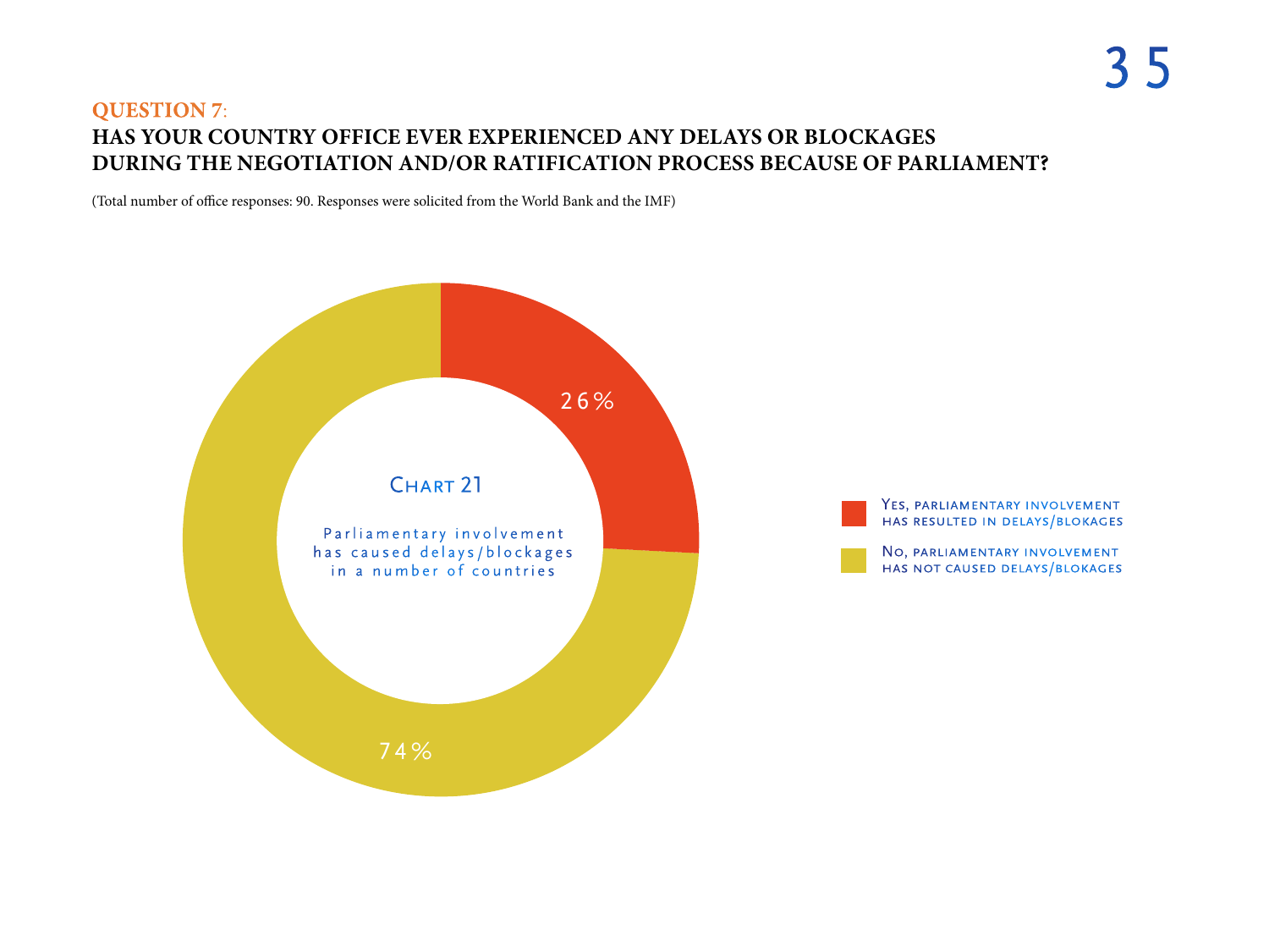**QUESTION 7**:

## HAS YOUR COUNTRY OFFICE EVER EXPERIENCED ANY DELAYS OR BLOCKAGES DURING THE NEGOTIATION AND/OR RATIFICATION PROCESS BECAUSE OF PARLIAMENT?

(Total number of office responses: 90. Responses were solicited from the World Bank and the IMF)

CHART 21

Parliamentary involvement has caused delays/blockages in a number of countries

26%

74%

Yes, parliamentary involvement has resulted in delays/blokages

No, parliamentary involvement has not caused delays/blokages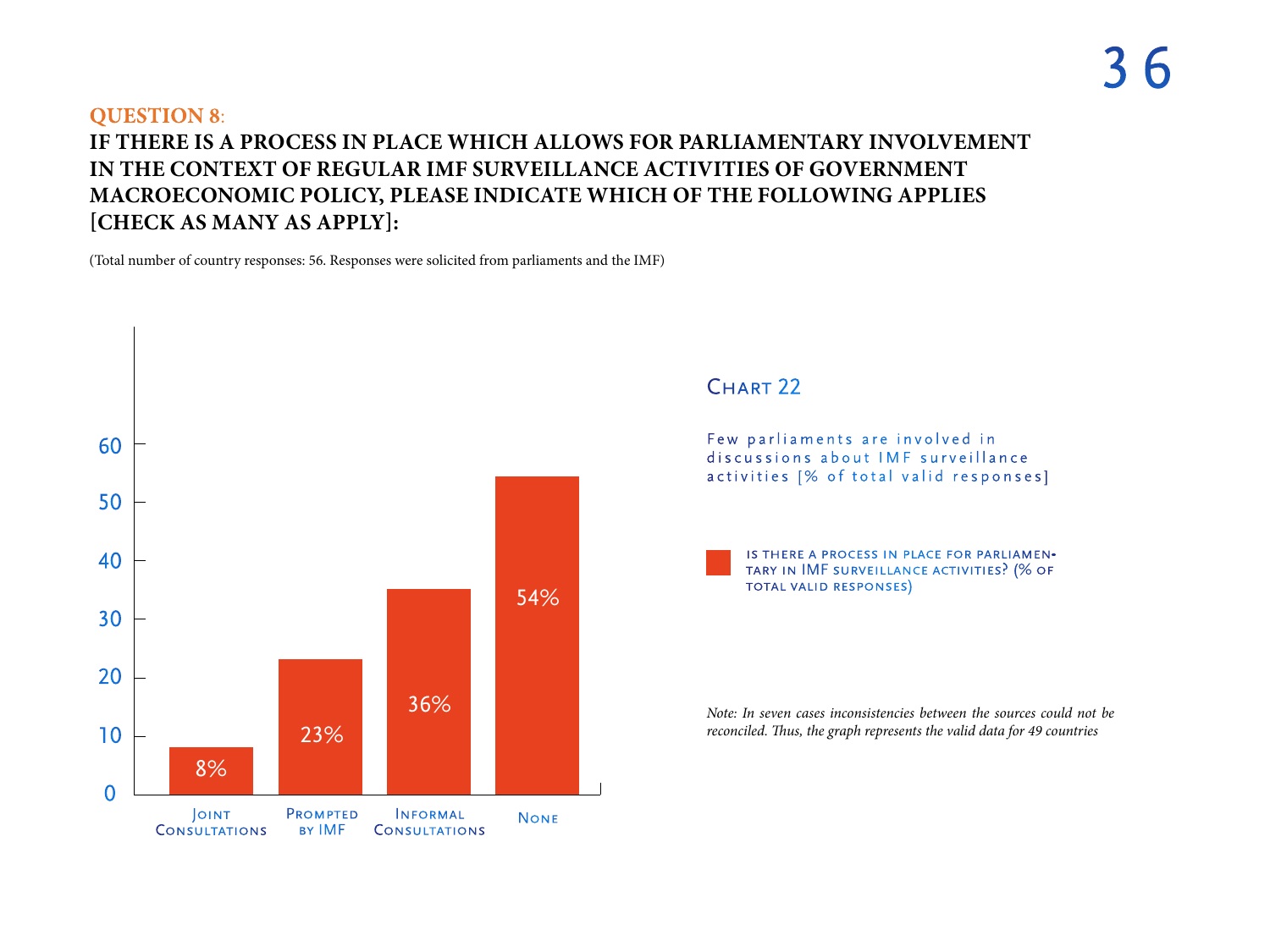**QUESTION 8**:

**IF THERE IS A PROCESS IN PLACE WHICH ALLOWS FOR PARLIAMENTARY INVOLVEMENT IN THE CONTEXT OF REGULAR IMF SURVEILLANCE ACTIVITIES OF GOVERNMENT MACROECONOMIC POLICY, PLEASE INDICATE WHICH OF THE FOLLOWING APPLIES [CHECK AS MANY AS APPLY]:**

(Total number of country responses: 56. Responses were solicited from parliaments and the IMF)

| | Joint Consultations | Prompted by IMF | Informal Consultations | None |
|---|---|---|---|---|
| Is there a process in place for parliamentary in IMF surveillance activities? (% of total valid responses) | 8% | 23% | 36% | 54% |

CHART 22

Few parliaments are involved in discussions about IMF surveillance activities [% of total valid responses]

*Note: In seven cases inconsistencies between the sources could not be reconciled. Thus, the graph represents the valid data for 49 countries*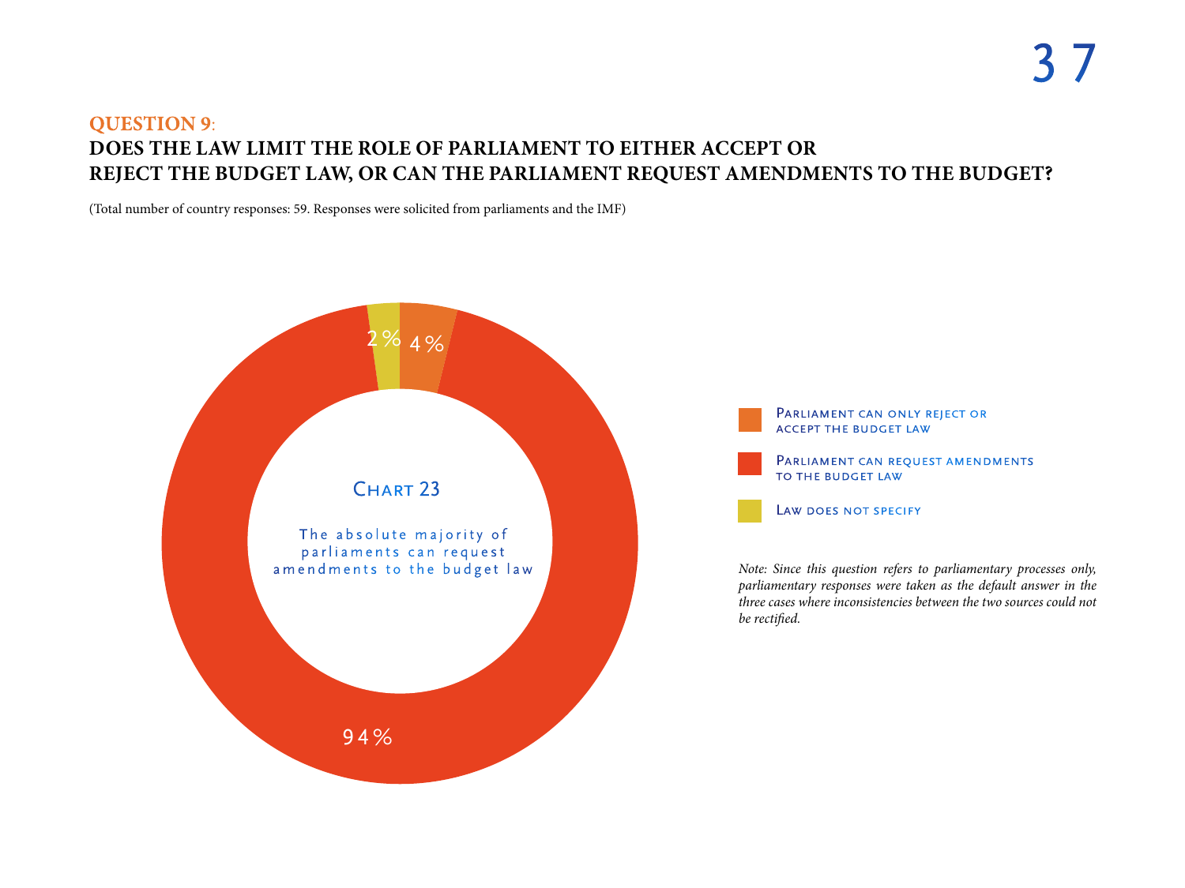**QUESTION 9**:

## DOES THE LAW LIMIT THE ROLE OF PARLIAMENT TO EITHER ACCEPT OR REJECT THE BUDGET LAW, OR CAN THE PARLIAMENT REQUEST AMENDMENTS TO THE BUDGET?

(Total number of country responses: 59. Responses were solicited from parliaments and the IMF)

Chart 23

The absolute majority of parliaments can request amendments to the budget law

| Response | Share |
| --- | --- |
| Parliament can only reject or accept the budget law | 4% |
| Parliament can request amendments to the budget law | 94% |
| Law does not specify | 2% |

*Note: Since this question refers to parliamentary processes only, parliamentary responses were taken as the default answer in the three cases where inconsistencies between the two sources could not be rectified.*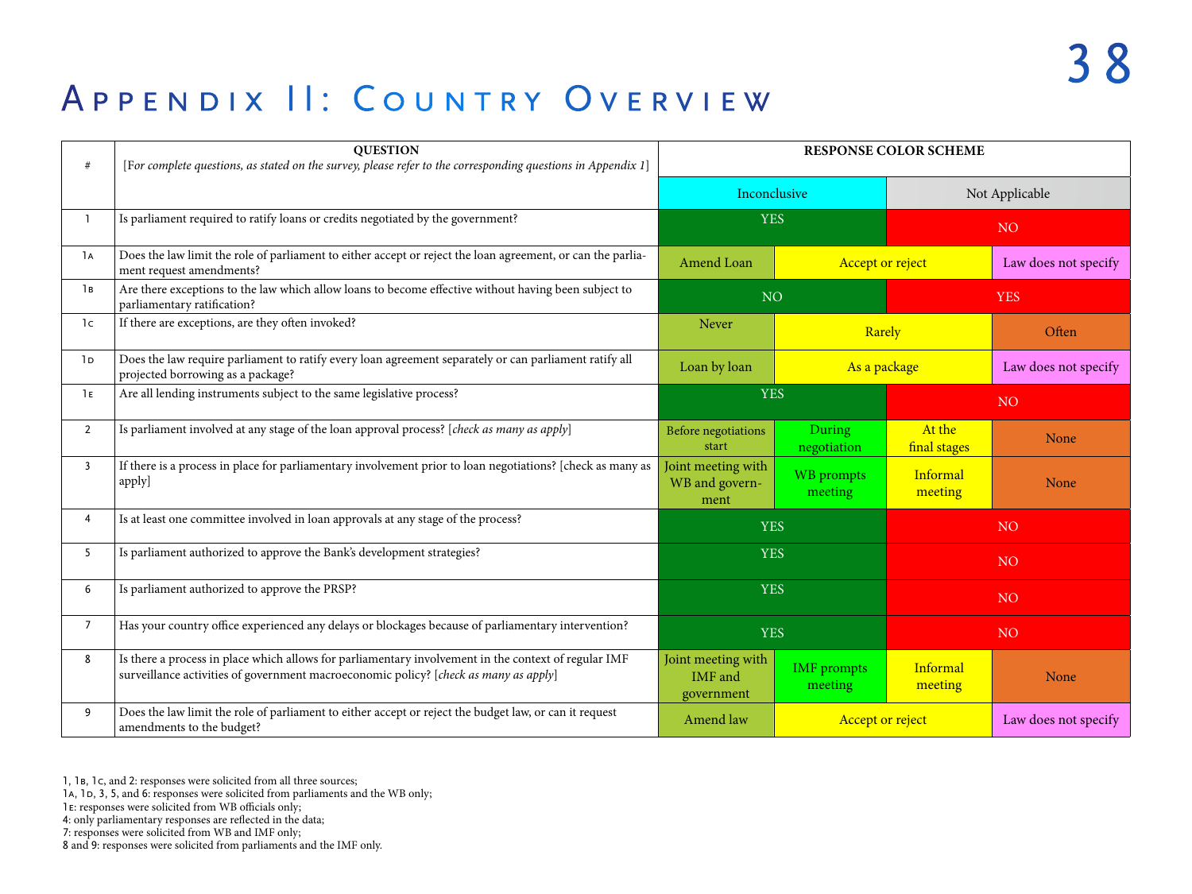# Appendix II: Country Overview

| # | QUESTION<br>[*For complete questions, as stated on the survey, please refer to the corresponding questions in Appendix 1*] | RESPONSE COLOR SCHEME | | | |
|---|---|---|---|---|---|
| | | Inconclusive | | Not Applicable | |
| 1 | Is parliament required to ratify loans or credits negotiated by the government? | YES | | NO | |
| 1A | Does the law limit the role of parliament to either accept or reject the loan agreement, or can the parliament request amendments? | Amend Loan | Accept or reject | | Law does not specify |
| 1B | Are there exceptions to the law which allow loans to become effective without having been subject to parliamentary ratification? | NO | | YES | |
| 1C | If there are exceptions, are they often invoked? | Never | Rarely | | Often |
| 1D | Does the law require parliament to ratify every loan agreement separately or can parliament ratify all projected borrowing as a package? | Loan by loan | As a package | | Law does not specify |
| 1E | Are all lending instruments subject to the same legislative process? | YES | | NO | |
| 2 | Is parliament involved at any stage of the loan approval process? [*check as many as apply*] | Before negotiations start | During negotiation | At the final stages | None |
| 3 | If there is a process in place for parliamentary involvement prior to loan negotiations? [check as many as apply] | Joint meeting with WB and government | WB prompts meeting | Informal meeting | None |
| 4 | Is at least one committee involved in loan approvals at any stage of the process? | YES | | NO | |
| 5 | Is parliament authorized to approve the Bank's development strategies? | YES | | NO | |
| 6 | Is parliament authorized to approve the PRSP? | YES | | NO | |
| 7 | Has your country office experienced any delays or blockages because of parliamentary intervention? | YES | | NO | |
| 8 | Is there a process in place which allows for parliamentary involvement in the context of regular IMF surveillance activities of government macroeconomic policy? [*check as many as apply*] | Joint meeting with IMF and government | IMF prompts meeting | Informal meeting | None |
| 9 | Does the law limit the role of parliament to either accept or reject the budget law, or can it request amendments to the budget? | Amend law | Accept or reject | | Law does not specify |

1, 1B, 1C, and 2: responses were solicited from all three sources;
1A, 1D, 3, 5, and 6: responses were solicited from parliaments and the WB only;
1E: responses were solicited from WB officials only;
4: only parliamentary responses are reflected in the data;
7: responses were solicited from WB and IMF only;
8 and 9: responses were solicited from parliaments and the IMF only.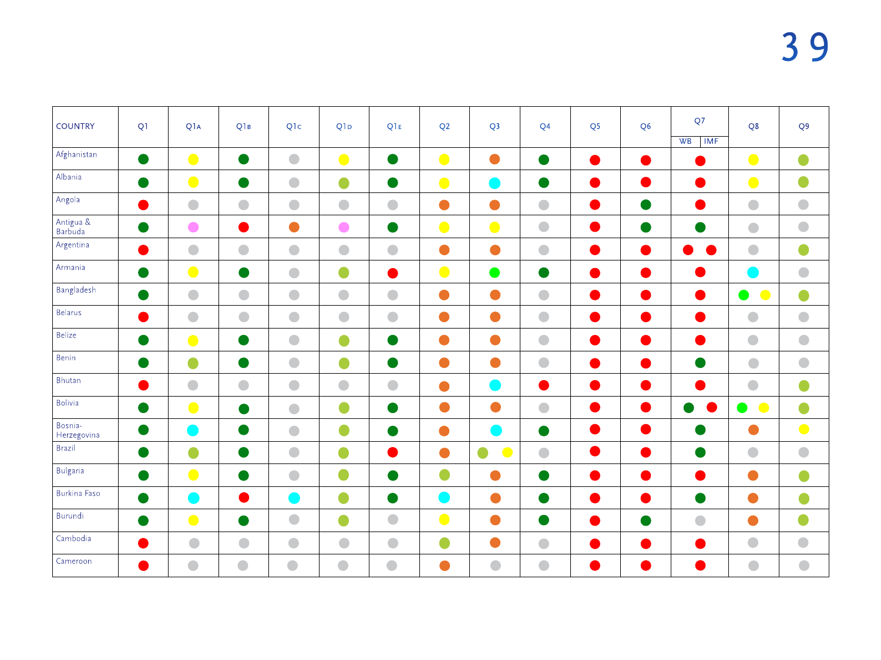| COUNTRY | Q1 | Q1A | Q1B | Q1C | Q1D | Q1E | Q2 | Q3 | Q4 | Q5 | Q6 | Q7 (WB / IMF) | Q8 | Q9 |
|---|---|---|---|---|---|---|---|---|---|---|---|---|---|---|
| Afghanistan | Dark green | Yellow | Dark green | Grey | Yellow | Dark green | Yellow | Orange | Dark green | Red | Red | Red | Yellow | Light green |
| Albania | Dark green | Yellow | Dark green | Grey | Light green | Dark green | Yellow | Cyan | Dark green | Red | Red | Red | Yellow | Light green |
| Angola | Red | Grey | Grey | Grey | Grey | Grey | Orange | Orange | Grey | Red | Dark green | Red | Grey | Grey |
| Antigua & Barbuda | Dark green | Pink | Red | Orange | Pink | Dark green | Yellow | Yellow | Grey | Red | Dark green | Dark green | Grey | Grey |
| Argentina | Red | Grey | Grey | Grey | Grey | Grey | Orange | Orange | Grey | Red | Red | Red / Red | Grey | Light green |
| Armania | Dark green | Yellow | Dark green | Grey | Light green | Red | Yellow | Bright green | Dark green | Red | Red | Red | Cyan | Grey |
| Bangladesh | Dark green | Grey | Grey | Grey | Grey | Grey | Orange | Orange | Grey | Red | Red | Red | Bright green / Yellow | Light green |
| Belarus | Red | Grey | Grey | Grey | Grey | Grey | Orange | Orange | Grey | Red | Red | Red | Grey | Grey |
| Belize | Dark green | Yellow | Dark green | Grey | Light green | Dark green | Orange | Orange | Grey | Red | Red | Red | Grey | Grey |
| Benin | Dark green | Light green | Dark green | Grey | Light green | Dark green | Orange | Orange | Grey | Red | Red | Dark green | Grey | Grey |
| Bhutan | Red | Grey | Grey | Grey | Grey | Grey | Orange | Cyan | Red | Red | Red | Red | Grey | Light green |
| Bolivia | Dark green | Yellow | Dark green | Grey | Light green | Dark green | Orange | Orange | Grey | Red | Red | Dark green / Red | Bright green / Yellow | Light green |
| Bosnia-Herzegovina | Dark green | Cyan | Dark green | Grey | Light green | Dark green | Orange | Cyan | Dark green | Red | Red | Dark green | Orange | Yellow |
| Brazil | Dark green | Light green | Dark green | Grey | Light green | Red | Orange | Light green / Yellow | Grey | Red | Red | Dark green | Grey | Grey |
| Bulgaria | Dark green | Yellow | Dark green | Grey | Light green | Dark green | Light green | Orange | Dark green | Red | Red | Red | Orange | Light green |
| Burkina Faso | Dark green | Cyan | Red | Cyan | Light green | Dark green | Cyan | Orange | Dark green | Red | Red | Dark green | Orange | Light green |
| Burundi | Dark green | Yellow | Dark green | Grey | Light green | Grey | Yellow | Orange | Dark green | Red | Dark green | Grey | Orange | Light green |
| Cambodia | Red | Grey | Grey | Grey | Grey | Grey | Light green | Orange | Grey | Red | Red | Red | Grey | Grey |
| Cameroon | Red | Grey | Grey | Grey | Grey | Grey | Orange | Grey | Grey | Red | Red | Red | Grey | Grey |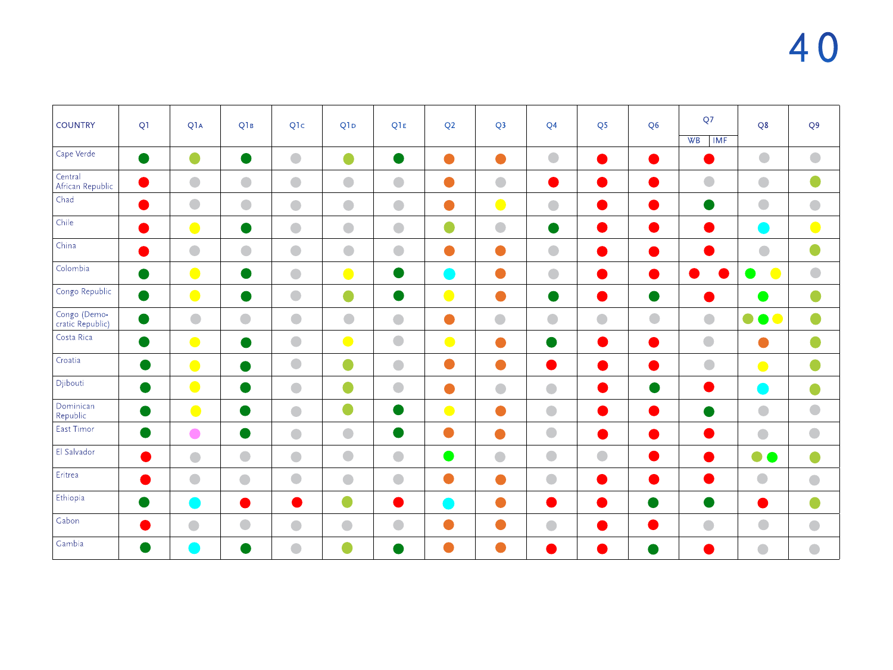| COUNTRY | Q1 | Q1A | Q1B | Q1C | Q1D | Q1E | Q2 | Q3 | Q4 | Q5 | Q6 | Q7 (WB / IMF) | Q8 | Q9 |
|---|---|---|---|---|---|---|---|---|---|---|---|---|---|---|
| Cape Verde | dark green | light green | dark green | gray | light green | dark green | orange | orange | gray | red | red | red | gray | gray |
| Central African Republic | red | gray | gray | gray | gray | gray | orange | gray | red | red | red | gray | gray | light green |
| Chad | red | gray | gray | gray | gray | gray | orange | yellow | gray | red | red | dark green | gray | gray |
| Chile | red | yellow | dark green | gray | gray | gray | light green | gray | dark green | red | red | red | cyan | yellow |
| China | red | gray | gray | gray | gray | gray | orange | orange | gray | red | red | red | gray | light green |
| Colombia | dark green | yellow | dark green | gray | yellow | dark green | cyan | orange | gray | red | red | WB: red / IMF: red | bright green, yellow | gray |
| Congo Republic | dark green | yellow | dark green | gray | light green | dark green | yellow | orange | dark green | red | dark green | red | bright green | light green |
| Congo (Democratic Republic) | dark green | gray | gray | gray | gray | gray | orange | gray | gray | gray | gray | gray | light green, bright green, yellow | light green |
| Costa Rica | dark green | yellow | dark green | gray | yellow | gray | yellow | orange | dark green | red | red | gray | orange | light green |
| Croatia | dark green | yellow | dark green | gray | light green | gray | orange | orange | red | red | red | gray | yellow | light green |
| Djibouti | dark green | yellow | dark green | gray | light green | gray | orange | gray | gray | red | dark green | red | cyan | light green |
| Dominican Republic | dark green | yellow | dark green | gray | light green | dark green | yellow | orange | gray | red | red | dark green | gray | gray |
| East Timor | dark green | pink | dark green | gray | gray | dark green | orange | orange | gray | red | red | red | gray | gray |
| El Salvador | red | gray | gray | gray | gray | gray | bright green | gray | gray | gray | red | red | light green, bright green | light green |
| Eritrea | red | gray | gray | gray | gray | gray | orange | orange | gray | red | red | red | gray | gray |
| Ethiopia | dark green | cyan | red | red | light green | red | cyan | orange | red | red | dark green | dark green | red | light green |
| Gabon | red | gray | gray | gray | gray | gray | orange | orange | gray | red | red | gray | gray | gray |
| Gambia | dark green | cyan | dark green | gray | light green | dark green | orange | orange | red | red | dark green | red | gray | gray |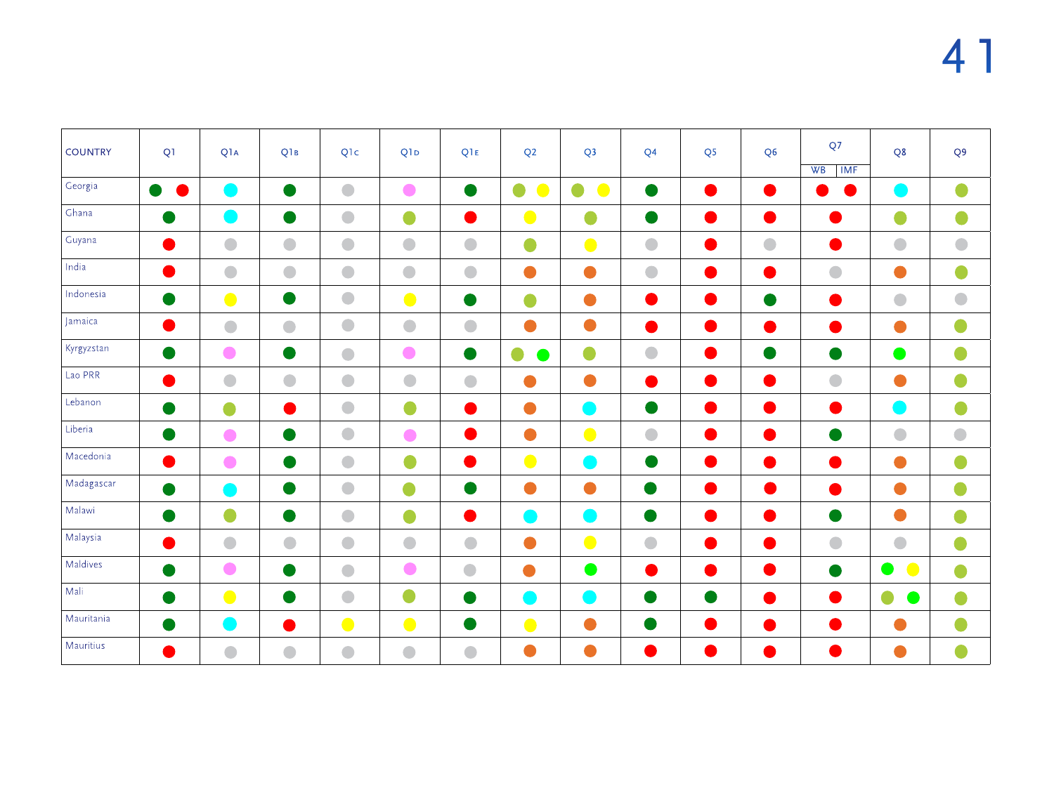| COUNTRY | Q1 | Q1A | Q1B | Q1C | Q1D | Q1E | Q2 | Q3 | Q4 | Q5 | Q6 | Q7 (WB \| IMF) | Q8 | Q9 |
|---|---|---|---|---|---|---|---|---|---|---|---|---|---|---|
| Georgia | dark green, red | cyan | dark green | grey | pink | dark green | light green, yellow | light green, yellow | dark green | red | red | red, red | cyan | light green |
| Ghana | dark green | cyan | dark green | grey | light green | red | yellow | light green | dark green | red | red | red | light green | light green |
| Guyana | red | grey | grey | grey | grey | grey | light green | yellow | grey | red | grey | red | grey | grey |
| India | red | grey | grey | grey | grey | grey | orange | orange | grey | red | red | grey | orange | light green |
| Indonesia | dark green | yellow | dark green | grey | yellow | dark green | light green | orange | red | red | dark green | red | grey | grey |
| Jamaica | red | grey | grey | grey | grey | grey | orange | orange | red | red | red | red | orange | light green |
| Kyrgyzstan | dark green | pink | dark green | grey | pink | dark green | light green, bright green | light green | grey | red | dark green | dark green | bright green | light green |
| Lao PRR | red | grey | grey | grey | grey | grey | orange | orange | red | red | red | grey | orange | light green |
| Lebanon | dark green | light green | red | grey | light green | red | orange | cyan | dark green | red | red | red | cyan | light green |
| Liberia | dark green | pink | dark green | grey | pink | red | orange | yellow | grey | red | red | dark green | grey | grey |
| Macedonia | red | pink | dark green | grey | light green | red | yellow | cyan | dark green | red | red | red | orange | light green |
| Madagascar | dark green | cyan | dark green | grey | light green | dark green | orange | orange | dark green | red | red | red | orange | light green |
| Malawi | dark green | light green | dark green | grey | light green | red | cyan | cyan | dark green | red | red | dark green | orange | light green |
| Malaysia | red | grey | grey | grey | grey | grey | orange | yellow | grey | red | red | grey | grey | light green |
| Maldives | dark green | pink | dark green | grey | pink | grey | orange | bright green | red | red | red | dark green | bright green, yellow | light green |
| Mali | dark green | yellow | dark green | grey | light green | dark green | cyan | cyan | dark green | dark green | red | red | light green, bright green | light green |
| Mauritania | dark green | cyan | red | yellow | yellow | dark green | yellow | orange | dark green | red | red | red | orange | light green |
| Mauritius | red | grey | grey | grey | grey | grey | orange | orange | red | red | red | red | orange | light green |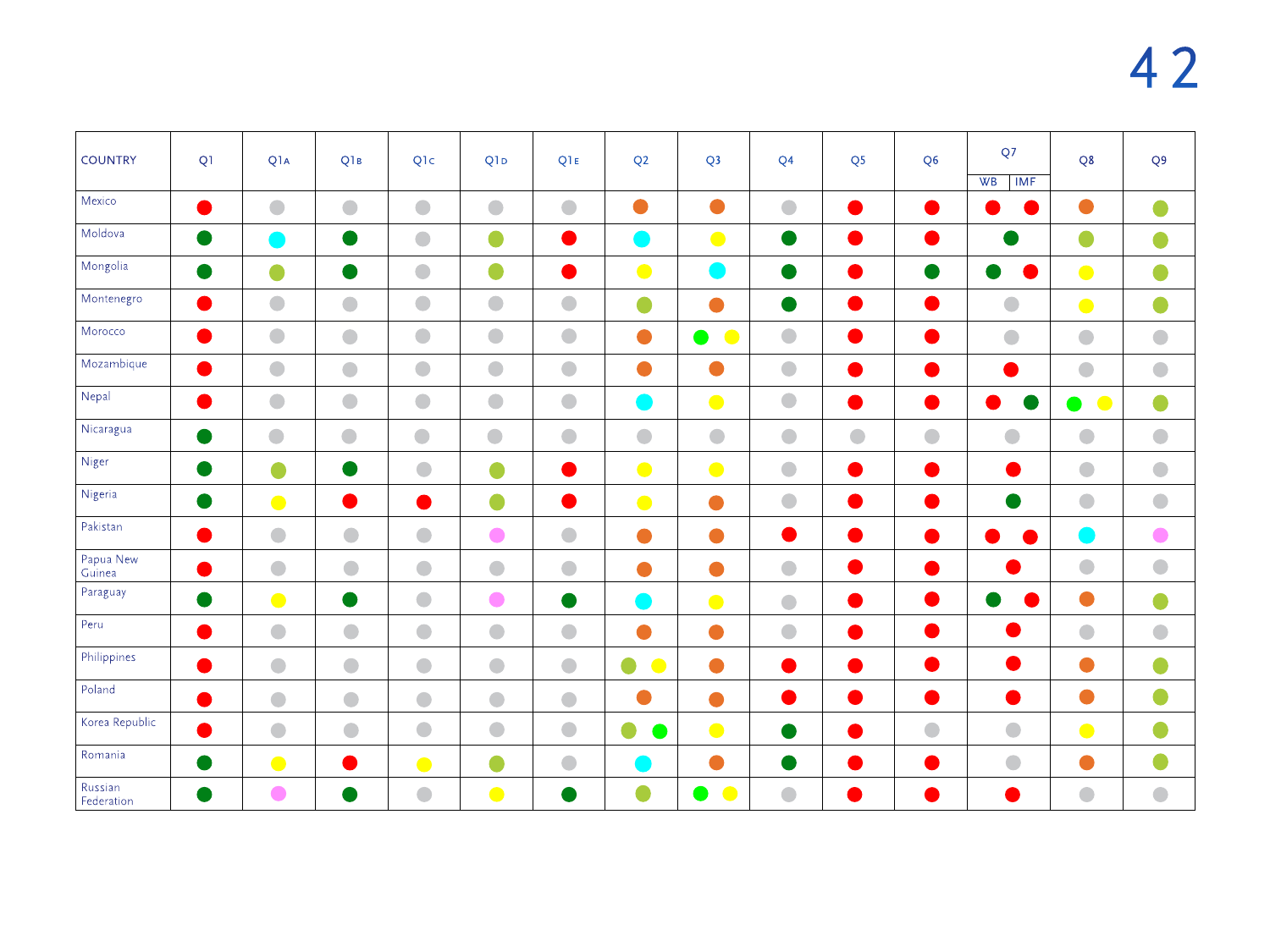Cell values are the colour of the dot shown in each cell. The page gives no legend for the colours.

| COUNTRY | Q1 | Q1A | Q1B | Q1C | Q1D | Q1E | Q2 | Q3 | Q4 | Q5 | Q6 | Q7 (WB / IMF) | Q8 | Q9 |
|---|---|---|---|---|---|---|---|---|---|---|---|---|---|---|
| Mexico | red | grey | grey | grey | grey | grey | orange | orange | grey | red | red | red / red | orange | light green |
| Moldova | dark green | cyan | dark green | grey | light green | red | cyan | yellow | dark green | red | red | dark green | light green | light green |
| Mongolia | dark green | light green | dark green | grey | light green | red | yellow | cyan | dark green | red | dark green | dark green / red | yellow | light green |
| Montenegro | red | grey | grey | grey | grey | grey | light green | orange | dark green | red | red | grey | yellow | light green |
| Morocco | red | grey | grey | grey | grey | grey | orange | bright green, yellow | grey | red | red | grey | grey | grey |
| Mozambique | red | grey | grey | grey | grey | grey | orange | orange | grey | red | red | red | grey | grey |
| Nepal | red | grey | grey | grey | grey | grey | cyan | yellow | grey | red | red | red / dark green | bright green, yellow | light green |
| Nicaragua | dark green | grey | grey | grey | grey | grey | grey | grey | grey | grey | grey | grey | grey | grey |
| Niger | dark green | light green | dark green | grey | light green | red | yellow | yellow | grey | red | red | red | grey | grey |
| Nigeria | dark green | yellow | red | red | light green | red | yellow | orange | grey | red | red | dark green | grey | grey |
| Pakistan | red | grey | grey | grey | pink | grey | orange | orange | red | red | red | red / red | cyan | pink |
| Papua New Guinea | red | grey | grey | grey | grey | grey | orange | orange | grey | red | red | red | grey | grey |
| Paraguay | dark green | yellow | dark green | grey | pink | dark green | cyan | yellow | grey | red | red | dark green / red | orange | light green |
| Peru | red | grey | grey | grey | grey | grey | orange | orange | grey | red | red | red | grey | grey |
| Philippines | red | grey | grey | grey | grey | grey | light green, yellow | orange | red | red | red | red | orange | light green |
| Poland | red | grey | grey | grey | grey | grey | orange | orange | red | red | red | red | orange | light green |
| Korea Republic | red | grey | grey | grey | grey | grey | light green, bright green | yellow | dark green | red | grey | grey | yellow | light green |
| Romania | dark green | yellow | red | yellow | light green | grey | cyan | orange | dark green | red | red | grey | orange | light green |
| Russian Federation | dark green | pink | dark green | grey | yellow | dark green | light green | bright green, yellow | grey | red | red | red | grey | grey |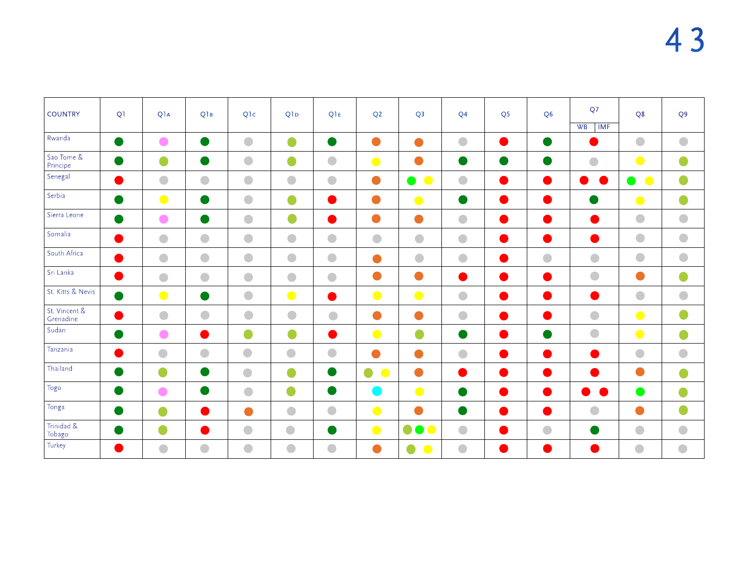| COUNTRY | Q1 | Q1A | Q1B | Q1C | Q1D | Q1E | Q2 | Q3 | Q4 | Q5 | Q6 | Q7 WB / IMF | Q8 | Q9 |
|---|---|---|---|---|---|---|---|---|---|---|---|---|---|---|
| Rwanda | dark green | pink | dark green | grey | light green | dark green | orange | orange | grey | red | dark green | red | grey | grey |
| Sao Tome & Principe | dark green | light green | dark green | grey | light green | grey | yellow | orange | dark green | dark green | dark green | grey | yellow | light green |
| Senegal | red | grey | grey | grey | grey | grey | orange | bright green, yellow | grey | red | red | red / red | bright green, yellow | light green |
| Serbia | dark green | yellow | dark green | grey | light green | red | orange | yellow | dark green | red | red | dark green | yellow | light green |
| Sierra Leone | dark green | pink | dark green | grey | light green | red | orange | orange | grey | red | red | red | grey | grey |
| Somalia | red | grey | grey | grey | grey | grey | grey | grey | grey | red | red | red | grey | grey |
| South Africa | red | grey | grey | grey | grey | grey | orange | grey | grey | red | grey | grey | grey | grey |
| Sri Lanka | red | grey | grey | grey | grey | grey | orange | orange | red | red | red | grey | orange | light green |
| St. Kitts & Nevis | dark green | yellow | dark green | grey | yellow | red | yellow | yellow | grey | red | red | red | grey | grey |
| St. Vincent & Grenadine | red | grey | grey | grey | grey | grey | orange | orange | grey | red | red | grey | yellow | light green |
| Sudan | dark green | pink | red | light green | light green | red | yellow | light green | dark green | red | dark green | grey | yellow | light green |
| Tanzania | red | grey | grey | grey | grey | grey | orange | orange | grey | red | red | red | grey | grey |
| Thailand | dark green | light green | dark green | grey | light green | dark green | light green, yellow | orange | red | red | red | red | orange | light green |
| Togo | dark green | pink | dark green | grey | light green | dark green | cyan | yellow | dark green | red | red | red / red | bright green | light green |
| Tonga | dark green | light green | red | orange | grey | grey | yellow | orange | dark green | red | red | grey | orange | light green |
| Trinidad & Tobago | dark green | light green | red | grey | grey | dark green | yellow | light green, bright green, yellow | grey | red | grey | dark green | grey | grey |
| Turkey | red | grey | grey | grey | grey | grey | orange | light green, yellow | grey | red | red | red | grey | grey |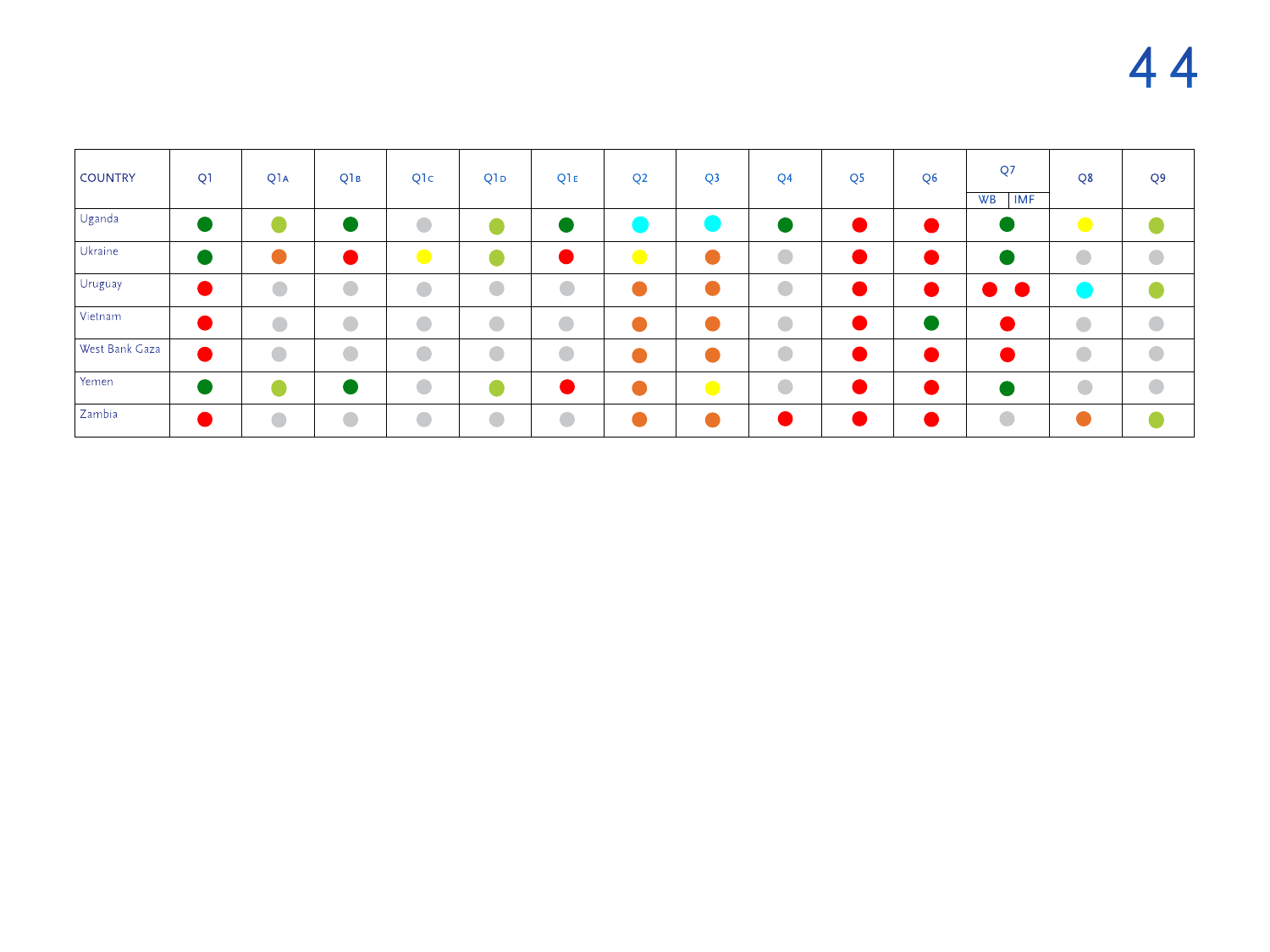| COUNTRY | Q1 | Q1A | Q1B | Q1C | Q1D | Q1E | Q2 | Q3 | Q4 | Q5 | Q6 | Q7 (WB \| IMF) | Q8 | Q9 |
|---|---|---|---|---|---|---|---|---|---|---|---|---|---|---|
| Uganda | ● (dark green) | ● (light green) | ● (dark green) | ● (grey) | ● (light green) | ● (dark green) | ● (cyan) | ● (cyan) | ● (dark green) | ● (red) | ● (red) | ● (dark green) | ● (yellow) | ● (light green) |
| Ukraine | ● (dark green) | ● (orange) | ● (red) | ● (yellow) | ● (light green) | ● (red) | ● (yellow) | ● (orange) | ● (grey) | ● (red) | ● (red) | ● (dark green) | ● (grey) | ● (grey) |
| Uruguay | ● (red) | ● (grey) | ● (grey) | ● (grey) | ● (grey) | ● (grey) | ● (orange) | ● (orange) | ● (grey) | ● (red) | ● (red) | ● (red) \| ● (red) | ● (cyan) | ● (light green) |
| Vietnam | ● (red) | ● (grey) | ● (grey) | ● (grey) | ● (grey) | ● (grey) | ● (orange) | ● (orange) | ● (grey) | ● (red) | ● (dark green) | ● (red) | ● (grey) | ● (grey) |
| West Bank Gaza | ● (red) | ● (grey) | ● (grey) | ● (grey) | ● (grey) | ● (grey) | ● (orange) | ● (orange) | ● (grey) | ● (red) | ● (red) | ● (red) | ● (grey) | ● (grey) |
| Yemen | ● (dark green) | ● (light green) | ● (dark green) | ● (grey) | ● (light green) | ● (red) | ● (orange) | ● (yellow) | ● (grey) | ● (red) | ● (red) | ● (dark green) | ● (grey) | ● (grey) |
| Zambia | ● (red) | ● (grey) | ● (grey) | ● (grey) | ● (grey) | ● (grey) | ● (orange) | ● (orange) | ● (red) | ● (red) | ● (red) | ● (grey) | ● (orange) | ● (light green) |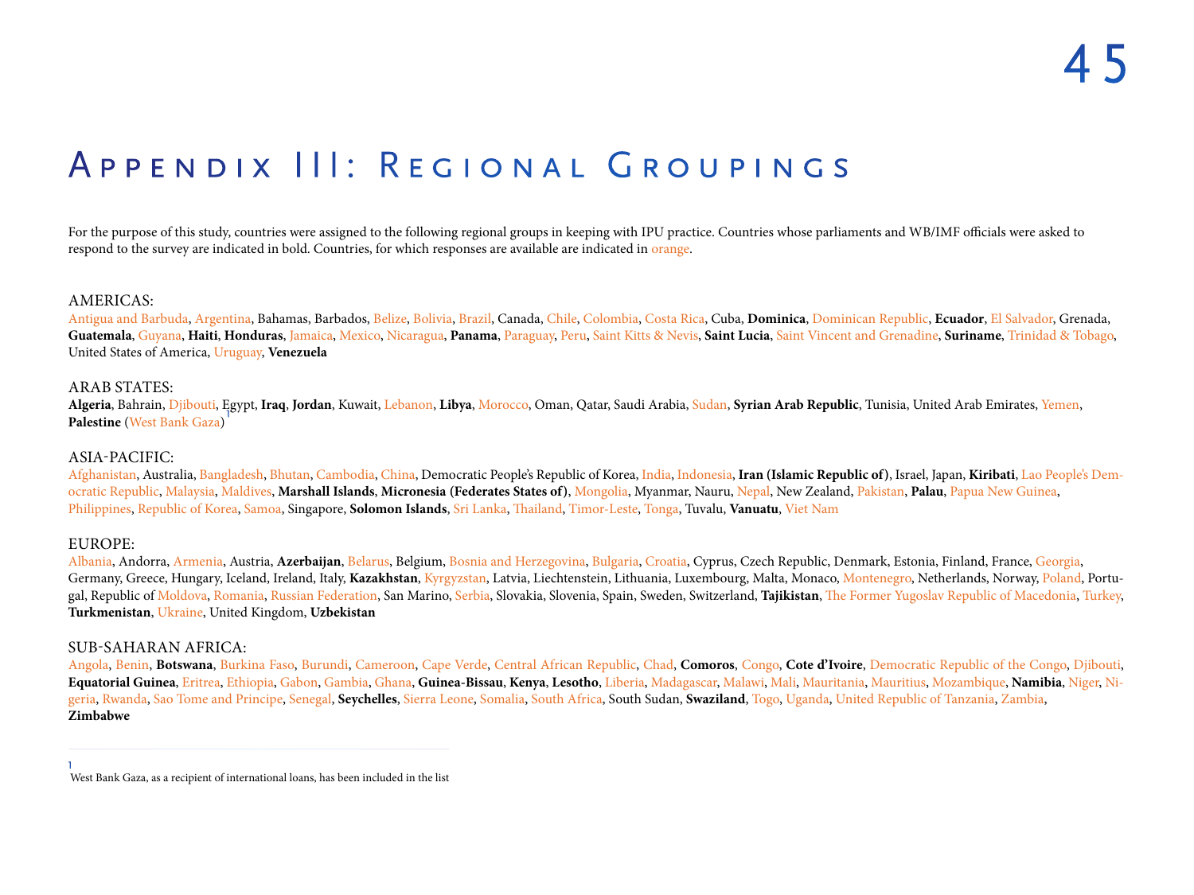# Appendix III: Regional Groupings

For the purpose of this study, countries were assigned to the following regional groups in keeping with IPU practice. Countries whose parliaments and WB/IMF officials were asked to respond to the survey are indicated in bold. Countries, for which responses are available are indicated in orange.

## AMERICAS:

Antigua and Barbuda, Argentina, Bahamas, Barbados, Belize, Bolivia, Brazil, Canada, Chile, Colombia, Costa Rica, Cuba, **Dominica**, Dominican Republic, **Ecuador**, El Salvador, Grenada, **Guatemala**, Guyana, **Haiti**, **Honduras**, Jamaica, Mexico, Nicaragua, **Panama**, Paraguay, Peru, Saint Kitts & Nevis, **Saint Lucia**, Saint Vincent and Grenadine, **Suriname**, Trinidad & Tobago, United States of America, Uruguay, **Venezuela**

## ARAB STATES:

**Algeria**, Bahrain, Djibouti, Egypt, **Iraq**, **Jordan**, Kuwait, Lebanon, **Libya**, Morocco, Oman, Qatar, Saudi Arabia, Sudan, **Syrian Arab Republic**, Tunisia, United Arab Emirates, Yemen, **Palestine** (West Bank Gaza)[1]

## ASIA-PACIFIC:

Afghanistan, Australia, Bangladesh, Bhutan, Cambodia, China, Democratic People's Republic of Korea, India, Indonesia, **Iran (Islamic Republic of)**, Israel, Japan, **Kiribati**, Lao People's Democratic Republic, Malaysia, Maldives, **Marshall Islands**, **Micronesia (Federates States of)**, Mongolia, Myanmar, Nauru, Nepal, New Zealand, Pakistan, **Palau**, Papua New Guinea, Philippines, Republic of Korea, Samoa, Singapore, **Solomon Islands**, Sri Lanka, Thailand, Timor-Leste, Tonga, Tuvalu, **Vanuatu**, Viet Nam

## EUROPE:

Albania, Andorra, Armenia, Austria, **Azerbaijan**, Belarus, Belgium, Bosnia and Herzegovina, Bulgaria, Croatia, Cyprus, Czech Republic, Denmark, Estonia, Finland, France, Georgia, Germany, Greece, Hungary, Iceland, Ireland, Italy, **Kazakhstan**, Kyrgyzstan, Latvia, Liechtenstein, Lithuania, Luxembourg, Malta, Monaco, Montenegro, Netherlands, Norway, Poland, Portugal, Republic of Moldova, Romania, Russian Federation, San Marino, Serbia, Slovakia, Slovenia, Spain, Sweden, Switzerland, **Tajikistan**, The Former Yugoslav Republic of Macedonia, Turkey, **Turkmenistan**, Ukraine, United Kingdom, **Uzbekistan**

## SUB-SAHARAN AFRICA:

Angola, Benin, **Botswana**, Burkina Faso, Burundi, Cameroon, Cape Verde, Central African Republic, Chad, **Comoros**, Congo, **Cote d'Ivoire**, Democratic Republic of the Congo, Djibouti, **Equatorial Guinea**, Eritrea, Ethiopia, Gabon, Gambia, Ghana, **Guinea-Bissau**, **Kenya**, **Lesotho**, Liberia, Madagascar, Malawi, Mali, Mauritania, Mauritius, Mozambique, **Namibia**, Niger, Nigeria, Rwanda, Sao Tome and Principe, Senegal, **Seychelles**, Sierra Leone, Somalia, South Africa, South Sudan, **Swaziland**, Togo, Uganda, United Republic of Tanzania, Zambia, **Zimbabwe**

---

[1] West Bank Gaza, as a recipient of international loans, has been included in the list